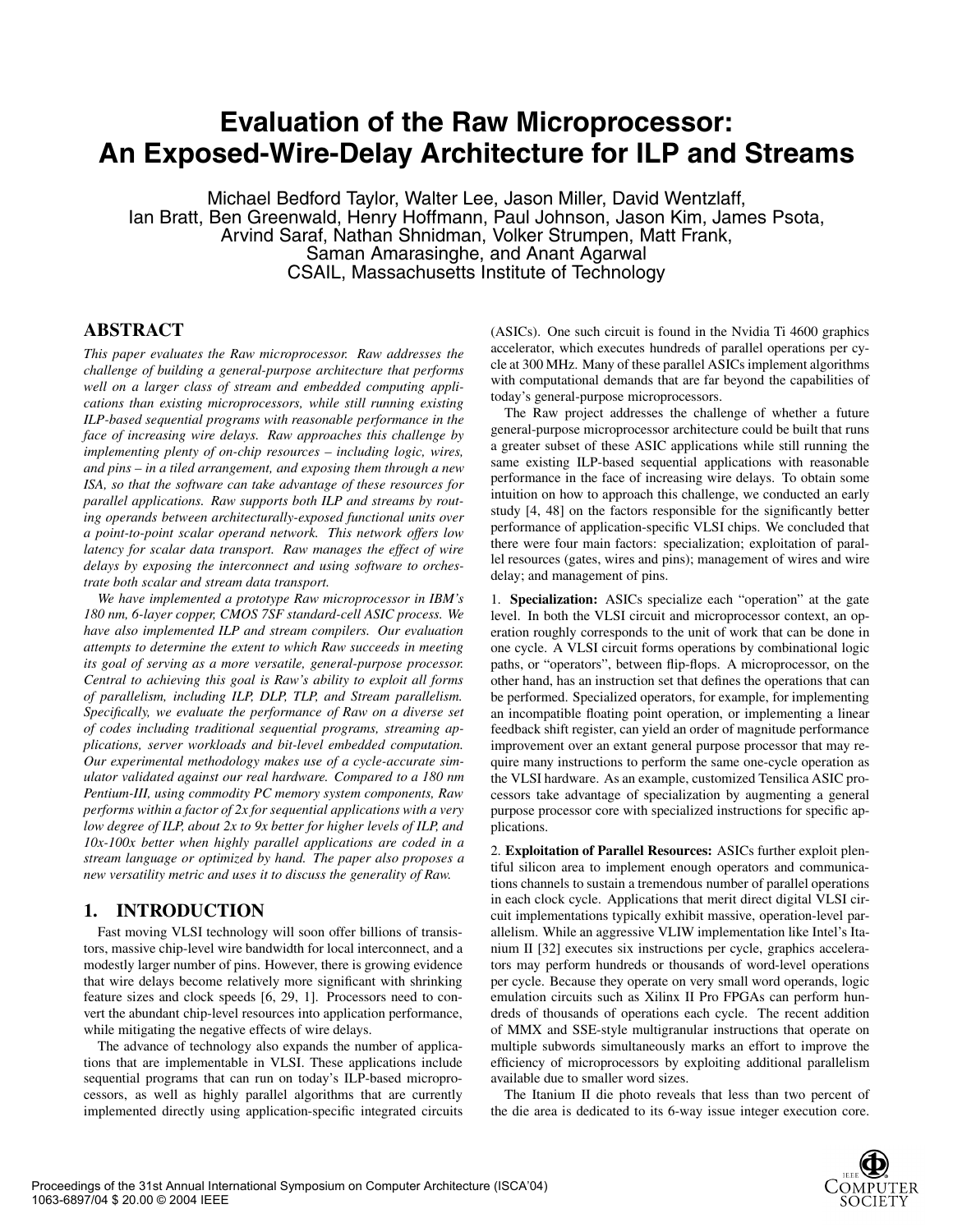# Evaluation of the Raw Microprocessor: An Exposed-Wire-Delay Architecture for ILP and Streams

Michael Bedford Taylor, Walter Lee, Jason Miller, David Wentzlaff, Ian Bratt, Ben Greenwald, Henry Hoffmann, Paul Johnson, Jason Kim, James Psota, Arvind Saraf, Nathan Shnidman, Volker Strumpen, Matt Frank, Saman Amarasinghe, and Anant Agarwal
CSAIL, Massachusetts Institute of Technology

## ABSTRACT

*This paper evaluates the Raw microprocessor. Raw addresses the challenge of building a general-purpose architecture that performs well on a larger class of stream and embedded computing applications than existing microprocessors, while still running existing ILP-based sequential programs with reasonable performance in the face of increasing wire delays. Raw approaches this challenge by implementing plenty of on-chip resources – including logic, wires, and pins – in a tiled arrangement, and exposing them through a new ISA, so that the software can take advantage of these resources for parallel applications. Raw supports both ILP and streams by routing operands between architecturally-exposed functional units over a point-to-point scalar operand network. This network offers low latency for scalar data transport. Raw manages the effect of wire delays by exposing the interconnect and using software to orchestrate both scalar and stream data transport.*

*We have implemented a prototype Raw microprocessor in IBM's 180 nm, 6-layer copper, CMOS 7SF standard-cell ASIC process. We have also implemented ILP and stream compilers. Our evaluation attempts to determine the extent to which Raw succeeds in meeting its goal of serving as a more versatile, general-purpose processor. Central to achieving this goal is Raw's ability to exploit all forms of parallelism, including ILP, DLP, TLP, and Stream parallelism. Specifically, we evaluate the performance of Raw on a diverse set of codes including traditional sequential programs, streaming applications, server workloads and bit-level embedded computation. Our experimental methodology makes use of a cycle-accurate simulator validated against our real hardware. Compared to a 180 nm Pentium-III, using commodity PC memory system components, Raw performs within a factor of 2x for sequential applications with a very low degree of ILP, about 2x to 9x better for higher levels of ILP, and 10x-100x better when highly parallel applications are coded in a stream language or optimized by hand. The paper also proposes a new versatility metric and uses it to discuss the generality of Raw.*

## 1. INTRODUCTION

Fast moving VLSI technology will soon offer billions of transistors, massive chip-level wire bandwidth for local interconnect, and a modestly larger number of pins. However, there is growing evidence that wire delays become relatively more significant with shrinking feature sizes and clock speeds [6, 29, 1]. Processors need to convert the abundant chip-level resources into application performance, while mitigating the negative effects of wire delays.

The advance of technology also expands the number of applications that are implementable in VLSI. These applications include sequential programs that can run on today's ILP-based microprocessors, as well as highly parallel algorithms that are currently implemented directly using application-specific integrated circuits (ASICs). One such circuit is found in the Nvidia Ti 4600 graphics accelerator, which executes hundreds of parallel operations per cycle at 300 MHz. Many of these parallel ASICs implement algorithms with computational demands that are far beyond the capabilities of today's general-purpose microprocessors.

The Raw project addresses the challenge of whether a future general-purpose microprocessor architecture could be built that runs a greater subset of these ASIC applications while still running the same existing ILP-based sequential applications with reasonable performance in the face of increasing wire delays. To obtain some intuition on how to approach this challenge, we conducted an early study [4, 48] on the factors responsible for the significantly better performance of application-specific VLSI chips. We concluded that there were four main factors: specialization; exploitation of parallel resources (gates, wires and pins); management of wires and wire delay; and management of pins.

1. **Specialization:** ASICs specialize each "operation" at the gate level. In both the VLSI circuit and microprocessor context, an operation roughly corresponds to the unit of work that can be done in one cycle. A VLSI circuit forms operations by combinational logic paths, or "operators", between flip-flops. A microprocessor, on the other hand, has an instruction set that defines the operations that can be performed. Specialized operators, for example, for implementing an incompatible floating point operation, or implementing a linear feedback shift register, can yield an order of magnitude performance improvement over an extant general purpose processor that may require many instructions to perform the same one-cycle operation as the VLSI hardware. As an example, customized Tensilica ASIC processors take advantage of specialization by augmenting a general purpose processor core with specialized instructions for specific applications.

2. **Exploitation of Parallel Resources:** ASICs further exploit plentiful silicon area to implement enough operators and communications channels to sustain a tremendous number of parallel operations in each clock cycle. Applications that merit direct digital VLSI circuit implementations typically exhibit massive, operation-level parallelism. While an aggressive VLIW implementation like Intel's Itanium II [32] executes six instructions per cycle, graphics accelerators may perform hundreds or thousands of word-level operations per cycle. Because they operate on very small word operands, logic emulation circuits such as Xilinx II Pro FPGAs can perform hundreds of thousands of operations each cycle. The recent addition of MMX and SSE-style multigranular instructions that operate on multiple subwords simultaneously marks an effort to improve the efficiency of microprocessors by exploiting additional parallelism available due to smaller word sizes.

The Itanium II die photo reveals that less than two percent of the die area is dedicated to its 6-way issue integer execution core.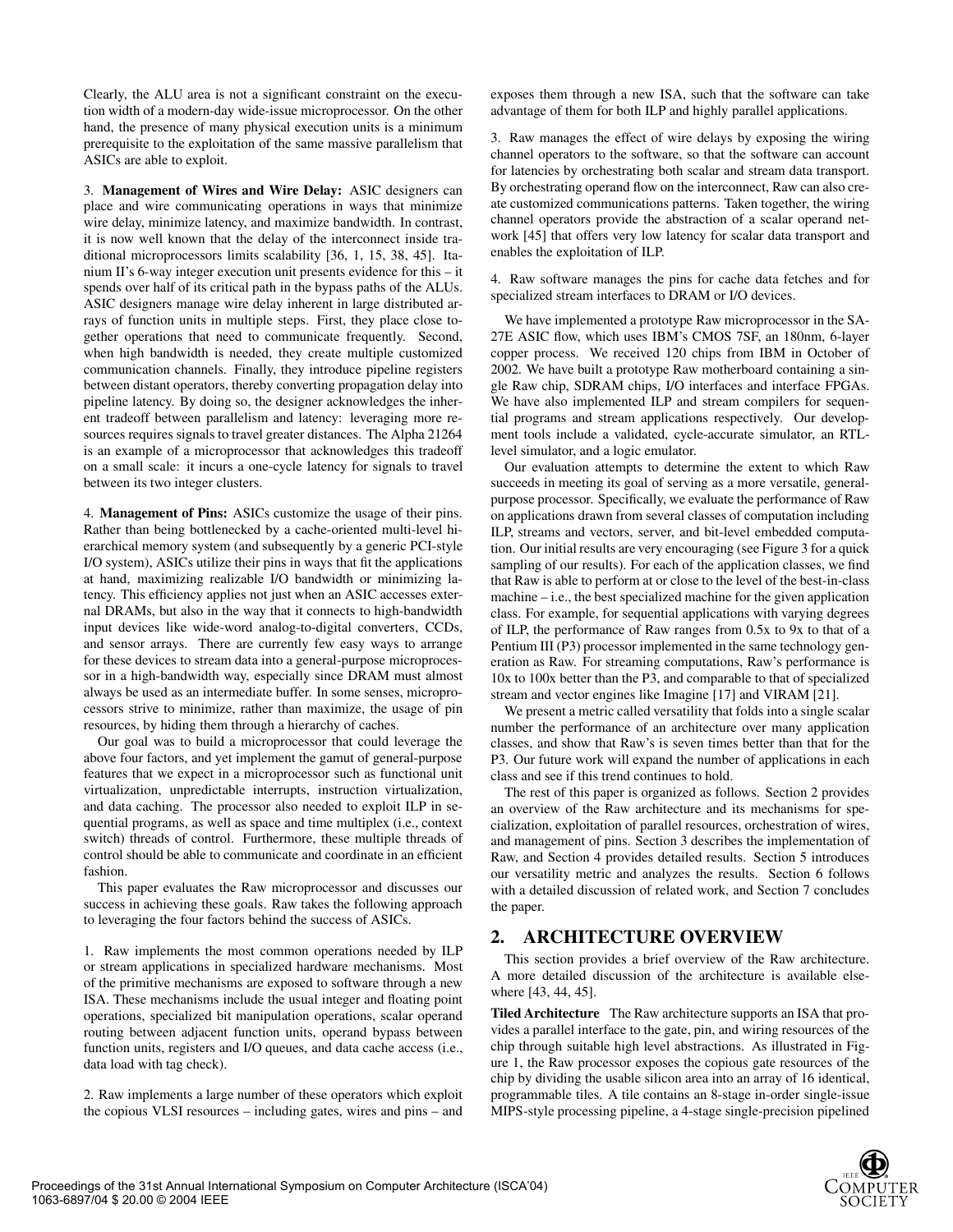Clearly, the ALU area is not a significant constraint on the execution width of a modern-day wide-issue microprocessor. On the other hand, the presence of many physical execution units is a minimum prerequisite to the exploitation of the same massive parallelism that ASICs are able to exploit.

3. **Management of Wires and Wire Delay:** ASIC designers can place and wire communicating operations in ways that minimize wire delay, minimize latency, and maximize bandwidth. In contrast, it is now well known that the delay of the interconnect inside traditional microprocessors limits scalability [36, 1, 15, 38, 45]. Itanium II's 6-way integer execution unit presents evidence for this – it spends over half of its critical path in the bypass paths of the ALUs. ASIC designers manage wire delay inherent in large distributed arrays of function units in multiple steps. First, they place close together operations that need to communicate frequently. Second, when high bandwidth is needed, they create multiple customized communication channels. Finally, they introduce pipeline registers between distant operators, thereby converting propagation delay into pipeline latency. By doing so, the designer acknowledges the inherent tradeoff between parallelism and latency: leveraging more resources requires signals to travel greater distances. The Alpha 21264 is an example of a microprocessor that acknowledges this tradeoff on a small scale: it incurs a one-cycle latency for signals to travel between its two integer clusters.

4. **Management of Pins:** ASICs customize the usage of their pins. Rather than being bottlenecked by a cache-oriented multi-level hierarchical memory system (and subsequently by a generic PCI-style I/O system), ASICs utilize their pins in ways that fit the applications at hand, maximizing realizable I/O bandwidth or minimizing latency. This efficiency applies not just when an ASIC accesses external DRAMs, but also in the way that it connects to high-bandwidth input devices like wide-word analog-to-digital converters, CCDs, and sensor arrays. There are currently few easy ways to arrange for these devices to stream data into a general-purpose microprocessor in a high-bandwidth way, especially since DRAM must almost always be used as an intermediate buffer. In some senses, microprocessors strive to minimize, rather than maximize, the usage of pin resources, by hiding them through a hierarchy of caches.

Our goal was to build a microprocessor that could leverage the above four factors, and yet implement the gamut of general-purpose features that we expect in a microprocessor such as functional unit virtualization, unpredictable interrupts, instruction virtualization, and data caching. The processor also needed to exploit ILP in sequential programs, as well as space and time multiplex (i.e., context switch) threads of control. Furthermore, these multiple threads of control should be able to communicate and coordinate in an efficient fashion.

This paper evaluates the Raw microprocessor and discusses our success in achieving these goals. Raw takes the following approach to leveraging the four factors behind the success of ASICs.

1. Raw implements the most common operations needed by ILP or stream applications in specialized hardware mechanisms. Most of the primitive mechanisms are exposed to software through a new ISA. These mechanisms include the usual integer and floating point operations, specialized bit manipulation operations, scalar operand routing between adjacent function units, operand bypass between function units, registers and I/O queues, and data cache access (i.e., data load with tag check).

2. Raw implements a large number of these operators which exploit the copious VLSI resources – including gates, wires and pins – and exposes them through a new ISA, such that the software can take advantage of them for both ILP and highly parallel applications.

3. Raw manages the effect of wire delays by exposing the wiring channel operators to the software, so that the software can account for latencies by orchestrating both scalar and stream data transport. By orchestrating operand flow on the interconnect, Raw can also create customized communications patterns. Taken together, the wiring channel operators provide the abstraction of a scalar operand network [45] that offers very low latency for scalar data transport and enables the exploitation of ILP.

4. Raw software manages the pins for cache data fetches and for specialized stream interfaces to DRAM or I/O devices.

We have implemented a prototype Raw microprocessor in the SA-27E ASIC flow, which uses IBM's CMOS 7SF, an 180nm, 6-layer copper process. We received 120 chips from IBM in October of 2002. We have built a prototype Raw motherboard containing a single Raw chip, SDRAM chips, I/O interfaces and interface FPGAs. We have also implemented ILP and stream compilers for sequential programs and stream applications respectively. Our development tools include a validated, cycle-accurate simulator, an RTL-level simulator, and a logic emulator.

Our evaluation attempts to determine the extent to which Raw succeeds in meeting its goal of serving as a more versatile, general-purpose processor. Specifically, we evaluate the performance of Raw on applications drawn from several classes of computation including ILP, streams and vectors, server, and bit-level embedded computation. Our initial results are very encouraging (see Figure 3 for a quick sampling of our results). For each of the application classes, we find that Raw is able to perform at or close to the level of the best-in-class machine – i.e., the best specialized machine for the given application class. For example, for sequential applications with varying degrees of ILP, the performance of Raw ranges from 0.5x to 9x to that of a Pentium III (P3) processor implemented in the same technology generation as Raw. For streaming computations, Raw's performance is 10x to 100x better than the P3, and comparable to that of specialized stream and vector engines like Imagine [17] and VIRAM [21].

We present a metric called versatility that folds into a single scalar number the performance of an architecture over many application classes, and show that Raw's is seven times better than that for the P3. Our future work will expand the number of applications in each class and see if this trend continues to hold.

The rest of this paper is organized as follows. Section 2 provides an overview of the Raw architecture and its mechanisms for specialization, exploitation of parallel resources, orchestration of wires, and management of pins. Section 3 describes the implementation of Raw, and Section 4 provides detailed results. Section 5 introduces our versatility metric and analyzes the results. Section 6 follows with a detailed discussion of related work, and Section 7 concludes the paper.

## 2. ARCHITECTURE OVERVIEW

This section provides a brief overview of the Raw architecture. A more detailed discussion of the architecture is available elsewhere [43, 44, 45].

**Tiled Architecture** The Raw architecture supports an ISA that provides a parallel interface to the gate, pin, and wiring resources of the chip through suitable high level abstractions. As illustrated in Figure 1, the Raw processor exposes the copious gate resources of the chip by dividing the usable silicon area into an array of 16 identical, programmable tiles. A tile contains an 8-stage in-order single-issue MIPS-style processing pipeline, a 4-stage single-precision pipelined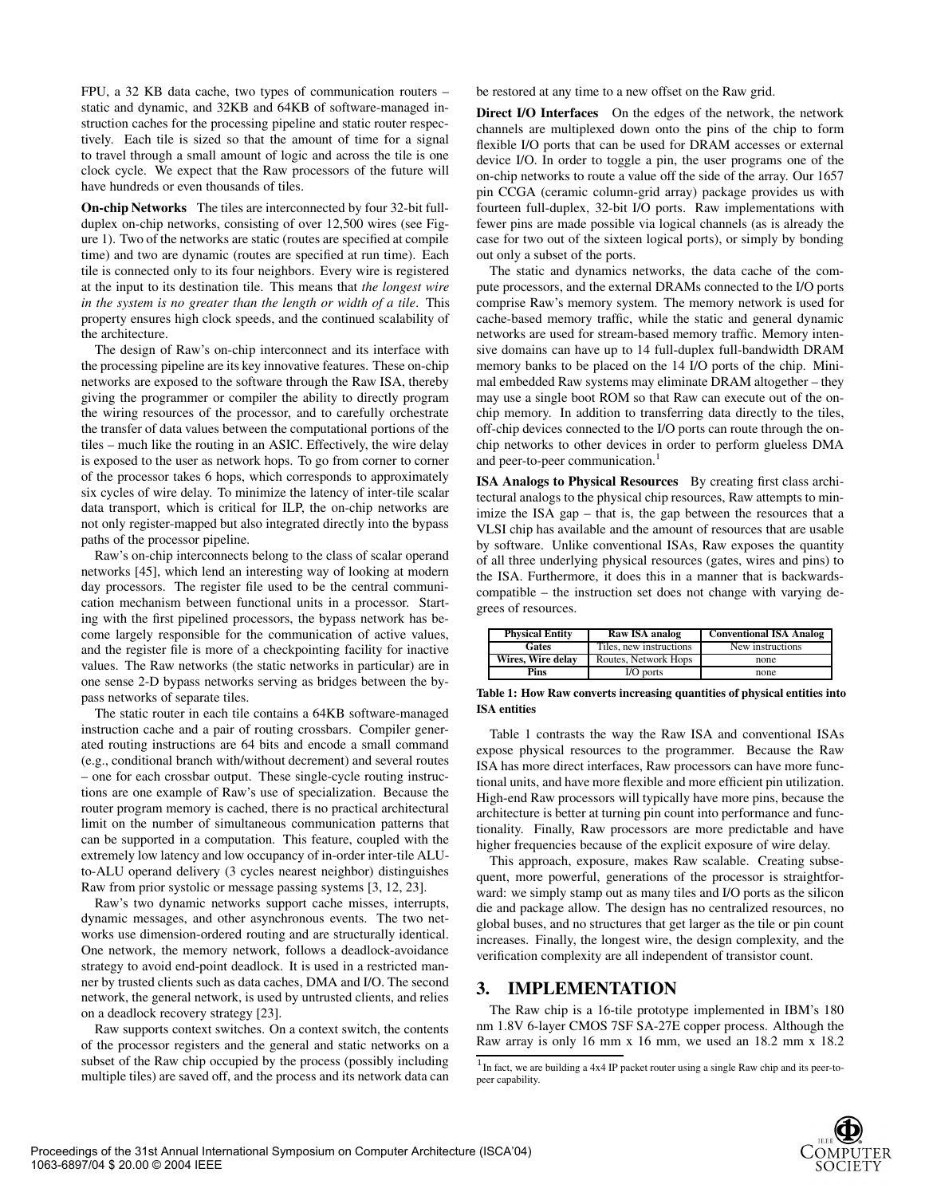FPU, a 32 KB data cache, two types of communication routers – static and dynamic, and 32KB and 64KB of software-managed instruction caches for the processing pipeline and static router respectively. Each tile is sized so that the amount of time for a signal to travel through a small amount of logic and across the tile is one clock cycle. We expect that the Raw processors of the future will have hundreds or even thousands of tiles.

**On-chip Networks** The tiles are interconnected by four 32-bit full-duplex on-chip networks, consisting of over 12,500 wires (see Figure 1). Two of the networks are static (routes are specified at compile time) and two are dynamic (routes are specified at run time). Each tile is connected only to its four neighbors. Every wire is registered at the input to its destination tile. This means that *the longest wire in the system is no greater than the length or width of a tile*. This property ensures high clock speeds, and the continued scalability of the architecture.

The design of Raw's on-chip interconnect and its interface with the processing pipeline are its key innovative features. These on-chip networks are exposed to the software through the Raw ISA, thereby giving the programmer or compiler the ability to directly program the wiring resources of the processor, and to carefully orchestrate the transfer of data values between the computational portions of the tiles – much like the routing in an ASIC. Effectively, the wire delay is exposed to the user as network hops. To go from corner to corner of the processor takes 6 hops, which corresponds to approximately six cycles of wire delay. To minimize the latency of inter-tile scalar data transport, which is critical for ILP, the on-chip networks are not only register-mapped but also integrated directly into the bypass paths of the processor pipeline.

Raw's on-chip interconnects belong to the class of scalar operand networks [45], which lend an interesting way of looking at modern day processors. The register file used to be the central communication mechanism between functional units in a processor. Starting with the first pipelined processors, the bypass network has become largely responsible for the communication of active values, and the register file is more of a checkpointing facility for inactive values. The Raw networks (the static networks in particular) are in one sense 2-D bypass networks serving as bridges between the bypass networks of separate tiles.

The static router in each tile contains a 64KB software-managed instruction cache and a pair of routing crossbars. Compiler generated routing instructions are 64 bits and encode a small command (e.g., conditional branch with/without decrement) and several routes – one for each crossbar output. These single-cycle routing instructions are one example of Raw's use of specialization. Because the router program memory is cached, there is no practical architectural limit on the number of simultaneous communication patterns that can be supported in a computation. This feature, coupled with the extremely low latency and low occupancy of in-order inter-tile ALU-to-ALU operand delivery (3 cycles nearest neighbor) distinguishes Raw from prior systolic or message passing systems [3, 12, 23].

Raw's two dynamic networks support cache misses, interrupts, dynamic messages, and other asynchronous events. The two networks use dimension-ordered routing and are structurally identical. One network, the memory network, follows a deadlock-avoidance strategy to avoid end-point deadlock. It is used in a restricted manner by trusted clients such as data caches, DMA and I/O. The second network, the general network, is used by untrusted clients, and relies on a deadlock recovery strategy [23].

Raw supports context switches. On a context switch, the contents of the processor registers and the general and static networks on a subset of the Raw chip occupied by the process (possibly including multiple tiles) are saved off, and the process and its network data can be restored at any time to a new offset on the Raw grid.

**Direct I/O Interfaces** On the edges of the network, the network channels are multiplexed down onto the pins of the chip to form flexible I/O ports that can be used for DRAM accesses or external device I/O. In order to toggle a pin, the user programs one of the on-chip networks to route a value off the side of the array. Our 1657 pin CCGA (ceramic column-grid array) package provides us with fourteen full-duplex, 32-bit I/O ports. Raw implementations with fewer pins are made possible via logical channels (as is already the case for two out of the sixteen logical ports), or simply by bonding out only a subset of the ports.

The static and dynamics networks, the data cache of the compute processors, and the external DRAMs connected to the I/O ports comprise Raw's memory system. The memory network is used for cache-based memory traffic, while the static and general dynamic networks are used for stream-based memory traffic. Memory intensive domains can have up to 14 full-duplex full-bandwidth DRAM memory banks to be placed on the 14 I/O ports of the chip. Minimal embedded Raw systems may eliminate DRAM altogether – they may use a single boot ROM so that Raw can execute out of the on-chip memory. In addition to transferring data directly to the tiles, off-chip devices connected to the I/O ports can route through the on-chip networks to other devices in order to perform glueless DMA and peer-to-peer communication.[1]

**ISA Analogs to Physical Resources** By creating first class architectural analogs to the physical chip resources, Raw attempts to minimize the ISA gap – that is, the gap between the resources that a VLSI chip has available and the amount of resources that are usable by software. Unlike conventional ISAs, Raw exposes the quantity of all three underlying physical resources (gates, wires and pins) to the ISA. Furthermore, it does this in a manner that is backwards-compatible – the instruction set does not change with varying degrees of resources.

| Physical Entity | Raw ISA analog | Conventional ISA Analog |
|---|---|---|
| Gates | Tiles, new instructions | New instructions |
| Wires, Wire delay | Routes, Network Hops | none |
| Pins | I/O ports | none |

**Table 1: How Raw converts increasing quantities of physical entities into ISA entities**

Table 1 contrasts the way the Raw ISA and conventional ISAs expose physical resources to the programmer. Because the Raw ISA has more direct interfaces, Raw processors can have more functional units, and have more flexible and more efficient pin utilization. High-end Raw processors will typically have more pins, because the architecture is better at turning pin count into performance and functionality. Finally, Raw processors are more predictable and have higher frequencies because of the explicit exposure of wire delay.

This approach, exposure, makes Raw scalable. Creating subsequent, more powerful, generations of the processor is straightforward: we simply stamp out as many tiles and I/O ports as the silicon die and package allow. The design has no centralized resources, no global buses, and no structures that get larger as the tile or pin count increases. Finally, the longest wire, the design complexity, and the verification complexity are all independent of transistor count.

## 3. IMPLEMENTATION

The Raw chip is a 16-tile prototype implemented in IBM's 180 nm 1.8V 6-layer CMOS 7SF SA-27E copper process. Although the Raw array is only 16 mm x 16 mm, we used an 18.2 mm x 18.2

[1] In fact, we are building a 4x4 IP packet router using a single Raw chip and its peer-to-peer capability.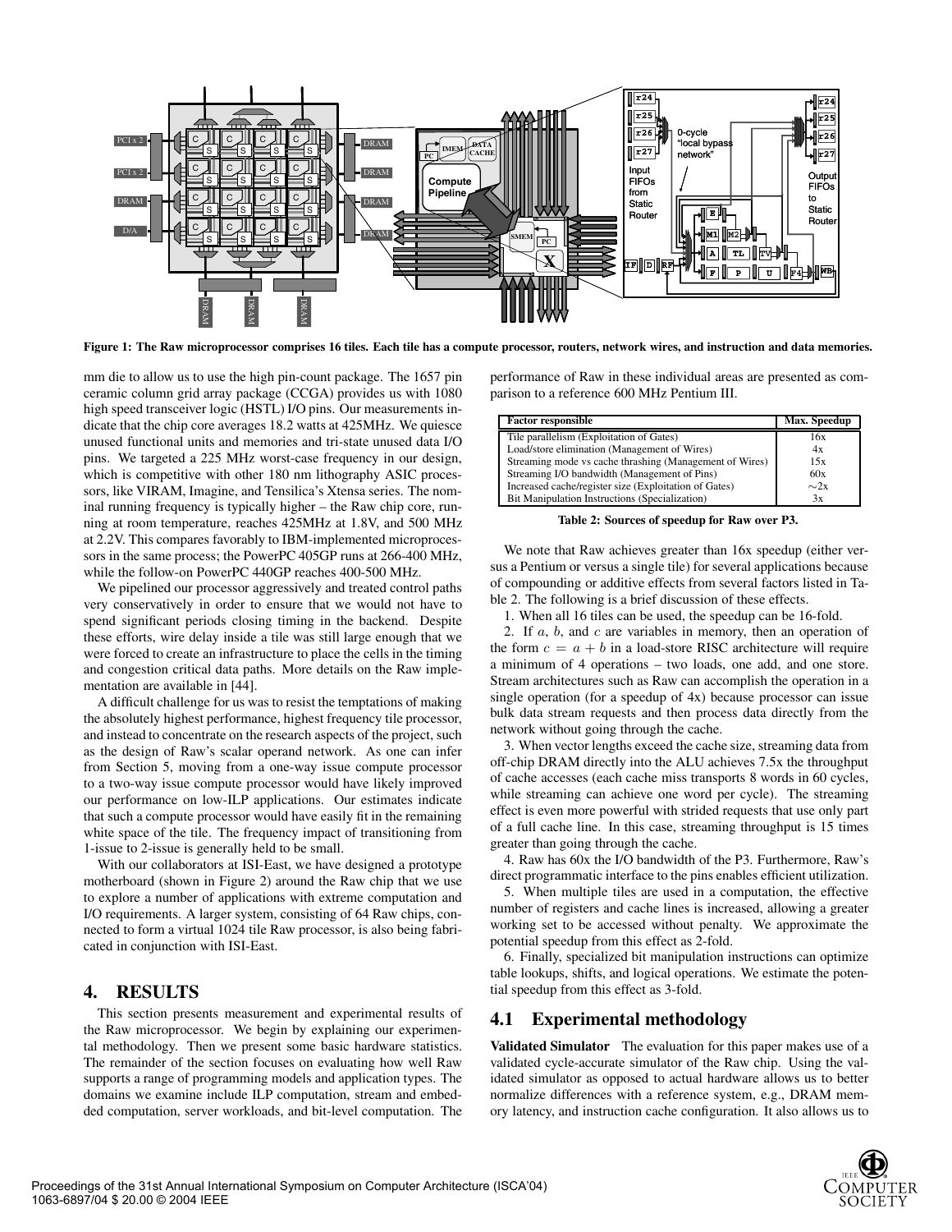Figure 1: The Raw microprocessor comprises 16 tiles. Each tile has a compute processor, routers, network wires, and instruction and data memories.

mm die to allow us to use the high pin-count package. The 1657 pin ceramic column grid array package (CCGA) provides us with 1080 high speed transceiver logic (HSTL) I/O pins. Our measurements indicate that the chip core averages 18.2 watts at 425MHz. We quiesce unused functional units and memories and tri-state unused data I/O pins. We targeted a 225 MHz worst-case frequency in our design, which is competitive with other 180 nm lithography ASIC processors, like VIRAM, Imagine, and Tensilica's Xtensa series. The nominal running frequency is typically higher – the Raw chip core, running at room temperature, reaches 425MHz at 1.8V, and 500 MHz at 2.2V. This compares favorably to IBM-implemented microprocessors in the same process; the PowerPC 405GP runs at 266-400 MHz, while the follow-on PowerPC 440GP reaches 400-500 MHz.

We pipelined our processor aggressively and treated control paths very conservatively in order to ensure that we would not have to spend significant periods closing timing in the backend. Despite these efforts, wire delay inside a tile was still large enough that we were forced to create an infrastructure to place the cells in the timing and congestion critical data paths. More details on the Raw implementation are available in [44].

A difficult challenge for us was to resist the temptations of making the absolutely highest performance, highest frequency tile processor, and instead to concentrate on the research aspects of the project, such as the design of Raw's scalar operand network. As one can infer from Section 5, moving from a one-way issue compute processor to a two-way issue compute processor would have likely improved our performance on low-ILP applications. Our estimates indicate that such a compute processor would have easily fit in the remaining white space of the tile. The frequency impact of transitioning from 1-issue to 2-issue is generally held to be small.

With our collaborators at ISI-East, we have designed a prototype motherboard (shown in Figure 2) around the Raw chip that we use to explore a number of applications with extreme computation and I/O requirements. A larger system, consisting of 64 Raw chips, connected to form a virtual 1024 tile Raw processor, is also being fabricated in conjunction with ISI-East.

## 4. RESULTS

This section presents measurement and experimental results of the Raw microprocessor. We begin by explaining our experimental methodology. Then we present some basic hardware statistics. The remainder of the section focuses on evaluating how well Raw supports a range of programming models and application types. The domains we examine include ILP computation, stream and embedded computation, server workloads, and bit-level computation. The performance of Raw in these individual areas are presented as comparison to a reference 600 MHz Pentium III.

| Factor responsible | Max. Speedup |
|---|---|
| Tile parallelism (Exploitation of Gates) | 16x |
| Load/store elimination (Management of Wires) | 4x |
| Streaming mode vs cache thrashing (Management of Wires) | 15x |
| Streaming I/O bandwidth (Management of Pins) | 60x |
| Increased cache/register size (Exploitation of Gates) | $\sim$2x |
| Bit Manipulation Instructions (Specialization) | 3x |

Table 2: Sources of speedup for Raw over P3.

We note that Raw achieves greater than 16x speedup (either versus a Pentium or versus a single tile) for several applications because of compounding or additive effects from several factors listed in Table 2. The following is a brief discussion of these effects.

1. When all 16 tiles can be used, the speedup can be 16-fold.

2. If $a$, $b$, and $c$ are variables in memory, then an operation of the form $c = a + b$ in a load-store RISC architecture will require a minimum of 4 operations – two loads, one add, and one store. Stream architectures such as Raw can accomplish the operation in a single operation (for a speedup of 4x) because processor can issue bulk data stream requests and then process data directly from the network without going through the cache.

3. When vector lengths exceed the cache size, streaming data from off-chip DRAM directly into the ALU achieves 7.5x the throughput of cache accesses (each cache miss transports 8 words in 60 cycles, while streaming can achieve one word per cycle). The streaming effect is even more powerful with strided requests that use only part of a full cache line. In this case, streaming throughput is 15 times greater than going through the cache.

4. Raw has 60x the I/O bandwidth of the P3. Furthermore, Raw's direct programmatic interface to the pins enables efficient utilization.

5. When multiple tiles are used in a computation, the effective number of registers and cache lines is increased, allowing a greater working set to be accessed without penalty. We approximate the potential speedup from this effect as 2-fold.

6. Finally, specialized bit manipulation instructions can optimize table lookups, shifts, and logical operations. We estimate the potential speedup from this effect as 3-fold.

### 4.1 Experimental methodology

**Validated Simulator** The evaluation for this paper makes use of a validated cycle-accurate simulator of the Raw chip. Using the validated simulator as opposed to actual hardware allows us to better normalize differences with a reference system, e.g., DRAM memory latency, and instruction cache configuration. It also allows us to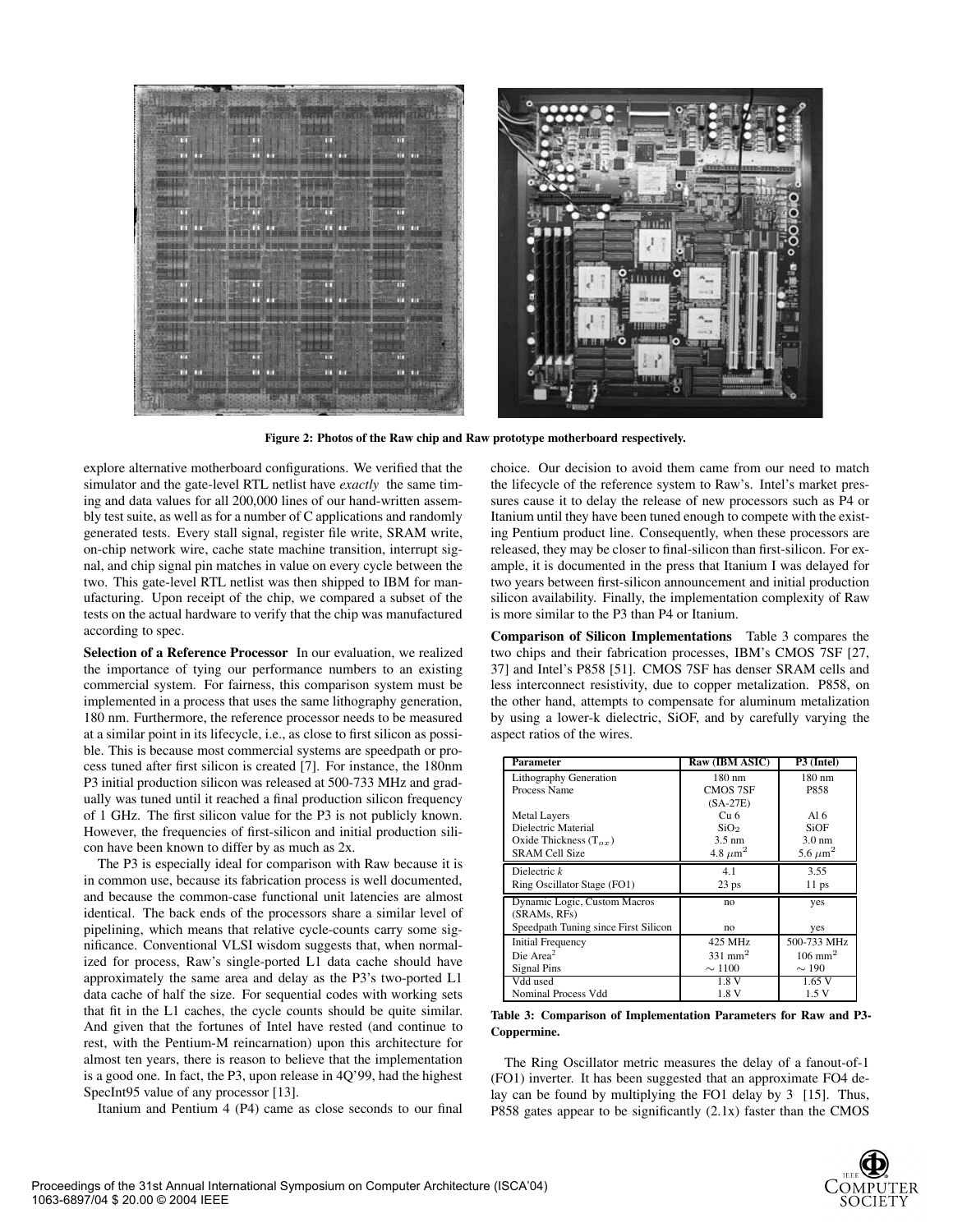Figure 2: Photos of the Raw chip and Raw prototype motherboard respectively.

explore alternative motherboard configurations. We verified that the simulator and the gate-level RTL netlist have *exactly* the same timing and data values for all 200,000 lines of our hand-written assembly test suite, as well as for a number of C applications and randomly generated tests. Every stall signal, register file write, SRAM write, on-chip network wire, cache state machine transition, interrupt signal, and chip signal pin matches in value on every cycle between the two. This gate-level RTL netlist was then shipped to IBM for manufacturing. Upon receipt of the chip, we compared a subset of the tests on the actual hardware to verify that the chip was manufactured according to spec.

**Selection of a Reference Processor** In our evaluation, we realized the importance of tying our performance numbers to an existing commercial system. For fairness, this comparison system must be implemented in a process that uses the same lithography generation, 180 nm. Furthermore, the reference processor needs to be measured at a similar point in its lifecycle, i.e., as close to first silicon as possible. This is because most commercial systems are speedpath or process tuned after first silicon is created [7]. For instance, the 180nm P3 initial production silicon was released at 500-733 MHz and gradually was tuned until it reached a final production silicon frequency of 1 GHz. The first silicon value for the P3 is not publicly known. However, the frequencies of first-silicon and initial production silicon have been known to differ by as much as 2x.

The P3 is especially ideal for comparison with Raw because it is in common use, because its fabrication process is well documented, and because the common-case functional unit latencies are almost identical. The back ends of the processors share a similar level of pipelining, which means that relative cycle-counts carry some significance. Conventional VLSI wisdom suggests that, when normalized for process, Raw's single-ported L1 data cache should have approximately the same area and delay as the P3's two-ported L1 data cache of half the size. For sequential codes with working sets that fit in the L1 caches, the cycle counts should be quite similar. And given that the fortunes of Intel have rested (and continue to rest, with the Pentium-M reincarnation) upon this architecture for almost ten years, there is reason to believe that the implementation is a good one. In fact, the P3, upon release in 4Q'99, had the highest SpecInt95 value of any processor [13].

Itanium and Pentium 4 (P4) came as close seconds to our final choice. Our decision to avoid them came from our need to match the lifecycle of the reference system to Raw's. Intel's market pressures cause it to delay the release of new processors such as P4 or Itanium until they have been tuned enough to compete with the existing Pentium product line. Consequently, when these processors are released, they may be closer to final-silicon than first-silicon. For example, it is documented in the press that Itanium I was delayed for two years between first-silicon announcement and initial production silicon availability. Finally, the implementation complexity of Raw is more similar to the P3 than P4 or Itanium.

**Comparison of Silicon Implementations** Table 3 compares the two chips and their fabrication processes, IBM's CMOS 7SF [27, 37] and Intel's P858 [51]. CMOS 7SF has denser SRAM cells and less interconnect resistivity, due to copper metalization. P858, on the other hand, attempts to compensate for aluminum metalization by using a lower-k dielectric, SiOF, and by carefully varying the aspect ratios of the wires.

| Parameter | Raw (IBM ASIC) | P3 (Intel) |
|---|---|---|
| Lithography Generation | 180 nm | 180 nm |
| Process Name | CMOS 7SF (SA-27E) | P858 |
| Metal Layers | Cu 6 | Al 6 |
| Dielectric Material | $SiO_2$ | SiOF |
| Oxide Thickness ($T_{ox}$) | 3.5 nm | 3.0 nm |
| SRAM Cell Size | 4.8 $\mu m^2$ | 5.6 $\mu m^2$ |
| Dielectric $k$ | 4.1 | 3.55 |
| Ring Oscillator Stage (FO1) | 23 ps | 11 ps |
| Dynamic Logic, Custom Macros (SRAMs, RFs) | no | yes |
| Speedpath Tuning since First Silicon | no | yes |
| Initial Frequency | 425 MHz | 500-733 MHz |
| Die Area[2] | 331 $mm^2$ | 106 $mm^2$ |
| Signal Pins | $\sim$ 1100 | $\sim$ 190 |
| Vdd used | 1.8 V | 1.65 V |
| Nominal Process Vdd | 1.8 V | 1.5 V |

**Table 3: Comparison of Implementation Parameters for Raw and P3-Coppermine.**

The Ring Oscillator metric measures the delay of a fanout-of-1 (FO1) inverter. It has been suggested that an approximate FO4 delay can be found by multiplying the FO1 delay by 3 [15]. Thus, P858 gates appear to be significantly (2.1x) faster than the CMOS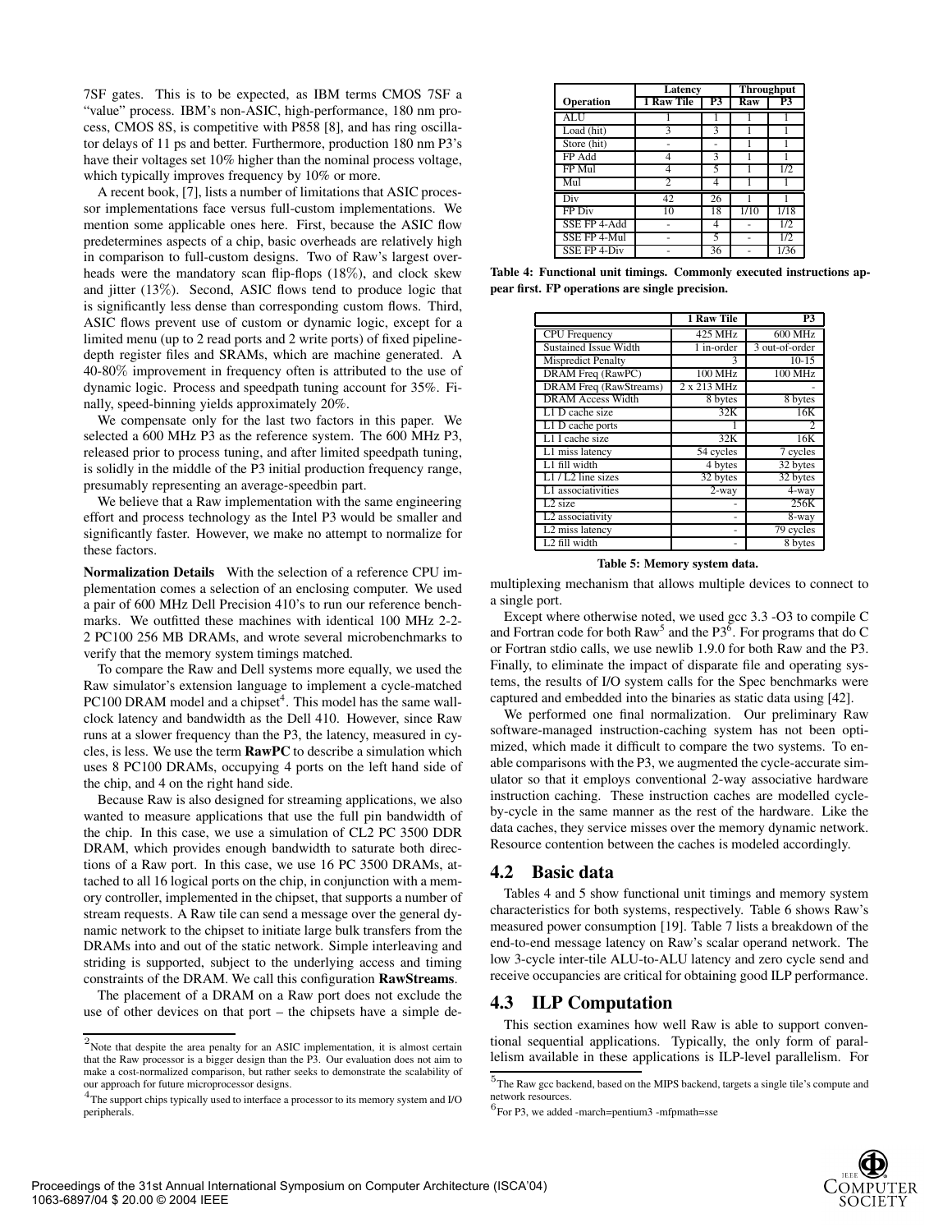7SF gates. This is to be expected, as IBM terms CMOS 7SF a "value" process. IBM's non-ASIC, high-performance, 180 nm process, CMOS 8S, is competitive with P858 [8], and has ring oscillator delays of 11 ps and better. Furthermore, production 180 nm P3's have their voltages set 10% higher than the nominal process voltage, which typically improves frequency by 10% or more.

A recent book, [7], lists a number of limitations that ASIC processor implementations face versus full-custom implementations. We mention some applicable ones here. First, because the ASIC flow predetermines aspects of a chip, basic overheads are relatively high in comparison to full-custom designs. Two of Raw's largest overheads were the mandatory scan flip-flops (18%), and clock skew and jitter (13%). Second, ASIC flows tend to produce logic that is significantly less dense than corresponding custom flows. Third, ASIC flows prevent use of custom or dynamic logic, except for a limited menu (up to 2 read ports and 2 write ports) of fixed pipeline-depth register files and SRAMs, which are machine generated. A 40-80% improvement in frequency often is attributed to the use of dynamic logic. Process and speedpath tuning account for 35%. Finally, speed-binning yields approximately 20%.

We compensate only for the last two factors in this paper. We selected a 600 MHz P3 as the reference system. The 600 MHz P3, released prior to process tuning, and after limited speedpath tuning, is solidly in the middle of the P3 initial production frequency range, presumably representing an average-speedbin part.

We believe that a Raw implementation with the same engineering effort and process technology as the Intel P3 would be smaller and significantly faster. However, we make no attempt to normalize for these factors.

**Normalization Details** With the selection of a reference CPU implementation comes a selection of an enclosing computer. We used a pair of 600 MHz Dell Precision 410's to run our reference benchmarks. We outfitted these machines with identical 100 MHz 2-2-2 PC100 256 MB DRAMs, and wrote several microbenchmarks to verify that the memory system timings matched.

To compare the Raw and Dell systems more equally, we used the Raw simulator's extension language to implement a cycle-matched PC100 DRAM model and a chipset[4]. This model has the same wall-clock latency and bandwidth as the Dell 410. However, since Raw runs at a slower frequency than the P3, the latency, measured in cycles, is less. We use the term **RawPC** to describe a simulation which uses 8 PC100 DRAMs, occupying 4 ports on the left hand side of the chip, and 4 on the right hand side.

Because Raw is also designed for streaming applications, we also wanted to measure applications that use the full pin bandwidth of the chip. In this case, we use a simulation of CL2 PC 3500 DDR DRAM, which provides enough bandwidth to saturate both directions of a Raw port. In this case, we use 16 PC 3500 DRAMs, attached to all 16 logical ports on the chip, in conjunction with a memory controller, implemented in the chipset, that supports a number of stream requests. A Raw tile can send a message over the general dynamic network to the chipset to initiate large bulk transfers from the DRAMs into and out of the static network. Simple interleaving and striding is supported, subject to the underlying access and timing constraints of the DRAM. We call this configuration **RawStreams**.

The placement of a DRAM on a Raw port does not exclude the use of other devices on that port – the chipsets have a simple demultiplexing mechanism that allows multiple devices to connect to a single port.

[2] Note that despite the area penalty for an ASIC implementation, it is almost certain that the Raw processor is a bigger design than the P3. Our evaluation does not aim to make a cost-normalized comparison, but rather seeks to demonstrate the scalability of our approach for future microprocessor designs.

[4] The support chips typically used to interface a processor to its memory system and I/O peripherals.

| Operation | Latency | | Throughput | |
|---|---|---|---|---|
| | 1 Raw Tile | P3 | Raw | P3 |
| ALU | 1 | 1 | 1 | 1 |
| Load (hit) | 3 | 3 | 1 | 1 |
| Store (hit) | - | - | 1 | 1 |
| FP Add | 4 | 3 | 1 | 1 |
| FP Mul | 4 | 5 | 1 | 1/2 |
| Mul | 2 | 4 | 1 | 1 |
| Div | 42 | 26 | 1 | 1 |
| FP Div | 10 | 18 | 1/10 | 1/18 |
| SSE FP 4-Add | - | 4 | - | 1/2 |
| SSE FP 4-Mul | - | 5 | - | 1/2 |
| SSE FP 4-Div | - | 36 | - | 1/36 |

**Table 4: Functional unit timings. Commonly executed instructions appear first. FP operations are single precision.**

| | 1 Raw Tile | P3 |
|---|---|---|
| CPU Frequency | 425 MHz | 600 MHz |
| Sustained Issue Width | 1 in-order | 3 out-of-order |
| Mispredict Penalty | 3 | 10-15 |
| DRAM Freq (RawPC) | 100 MHz | 100 MHz |
| DRAM Freq (RawStreams) | 2 x 213 MHz | - |
| DRAM Access Width | 8 bytes | 8 bytes |
| L1 D cache size | 32K | 16K |
| L1 D cache ports | 1 | 2 |
| L1 I cache size | 32K | 16K |
| L1 miss latency | 54 cycles | 7 cycles |
| L1 fill width | 4 bytes | 32 bytes |
| L1 / L2 line sizes | 32 bytes | 32 bytes |
| L1 associativities | 2-way | 4-way |
| L2 size | - | 256K |
| L2 associativity | - | 8-way |
| L2 miss latency | - | 79 cycles |
| L2 fill width | - | 8 bytes |

**Table 5: Memory system data.**

Except where otherwise noted, we used gcc 3.3 -O3 to compile C and Fortran code for both Raw[5] and the P3[6]. For programs that do C or Fortran stdio calls, we use newlib 1.9.0 for both Raw and the P3. Finally, to eliminate the impact of disparate file and operating systems, the results of I/O system calls for the Spec benchmarks were captured and embedded into the binaries as static data using [42].

We performed one final normalization. Our preliminary Raw software-managed instruction-caching system has not been optimized, which made it difficult to compare the two systems. To enable comparisons with the P3, we augmented the cycle-accurate simulator so that it employs conventional 2-way associative hardware instruction caching. These instruction caches are modelled cycle-by-cycle in the same manner as the rest of the hardware. Like the data caches, they service misses over the memory dynamic network. Resource contention between the caches is modeled accordingly.

## 4.2 Basic data

Tables 4 and 5 show functional unit timings and memory system characteristics for both systems, respectively. Table 6 shows Raw's measured power consumption [19]. Table 7 lists a breakdown of the end-to-end message latency on Raw's scalar operand network. The low 3-cycle inter-tile ALU-to-ALU latency and zero cycle send and receive occupancies are critical for obtaining good ILP performance.

## 4.3 ILP Computation

This section examines how well Raw is able to support conventional sequential applications. Typically, the only form of parallelism available in these applications is ILP-level parallelism. For

[5] The Raw gcc backend, based on the MIPS backend, targets a single tile's compute and network resources.

[6] For P3, we added -march=pentium3 -mfpmath=sse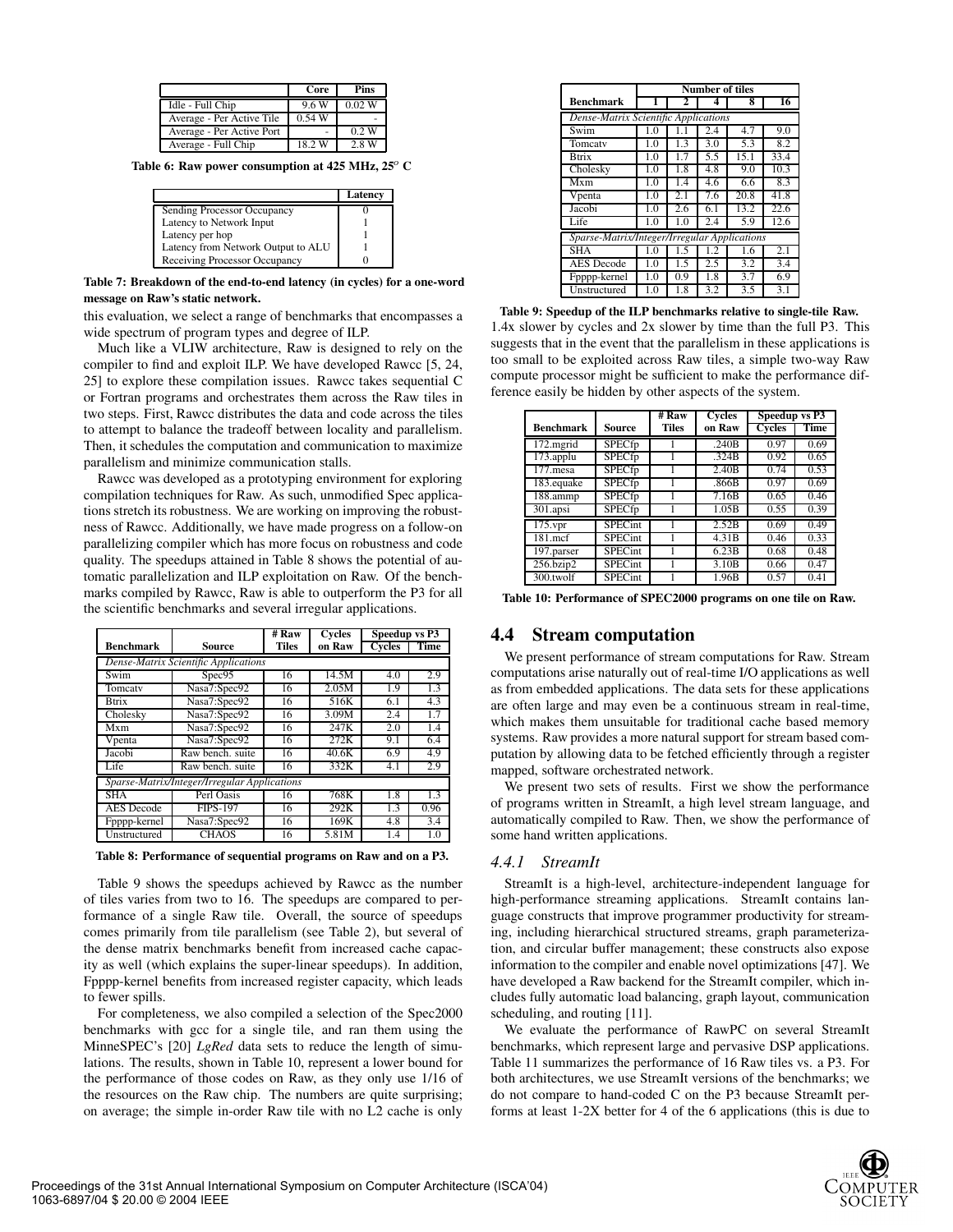| | Core | Pins |
|---|---|---|
| Idle - Full Chip | 9.6 W | 0.02 W |
| Average - Per Active Tile | 0.54 W | - |
| Average - Per Active Port | - | 0.2 W |
| Average - Full Chip | 18.2 W | 2.8 W |

**Table 6: Raw power consumption at 425 MHz, 25$^o$ C**

| | Latency |
|---|---|
| Sending Processor Occupancy | 0 |
| Latency to Network Input | 1 |
| Latency per hop | 1 |
| Latency from Network Output to ALU | 1 |
| Receiving Processor Occupancy | 0 |

**Table 7: Breakdown of the end-to-end latency (in cycles) for a one-word message on Raw's static network.**

this evaluation, we select a range of benchmarks that encompasses a wide spectrum of program types and degree of ILP.

Much like a VLIW architecture, Raw is designed to rely on the compiler to find and exploit ILP. We have developed Rawcc [5, 24, 25] to explore these compilation issues. Rawcc takes sequential C or Fortran programs and orchestrates them across the Raw tiles in two steps. First, Rawcc distributes the data and code across the tiles to attempt to balance the tradeoff between locality and parallelism. Then, it schedules the computation and communication to maximize parallelism and minimize communication stalls.

Rawcc was developed as a prototyping environment for exploring compilation techniques for Raw. As such, unmodified Spec applications stretch its robustness. We are working on improving the robustness of Rawcc. Additionally, we have made progress on a follow-on parallelizing compiler which has more focus on robustness and code quality. The speedups attained in Table 8 shows the potential of automatic parallelization and ILP exploitation on Raw. Of the benchmarks compiled by Rawcc, Raw is able to outperform the P3 for all the scientific benchmarks and several irregular applications.

| Benchmark | Source | # Raw Tiles | Cycles on Raw | Speedup vs P3 Cycles | Speedup vs P3 Time |
|---|---|---|---|---|---|
| *Dense-Matrix Scientific Applications* | | | | | |
| Swim | Spec95 | 16 | 14.5M | 4.0 | 2.9 |
| Tomcatv | Nasa7:Spec92 | 16 | 2.05M | 1.9 | 1.3 |
| Btrix | Nasa7:Spec92 | 16 | 516K | 6.1 | 4.3 |
| Cholesky | Nasa7:Spec92 | 16 | 3.09M | 2.4 | 1.7 |
| Mxm | Nasa7:Spec92 | 16 | 247K | 2.0 | 1.4 |
| Vpenta | Nasa7:Spec92 | 16 | 272K | 9.1 | 6.4 |
| Jacobi | Raw bench. suite | 16 | 40.6K | 6.9 | 4.9 |
| Life | Raw bench. suite | 16 | 332K | 4.1 | 2.9 |
| *Sparse-Matrix/Integer/Irregular Applications* | | | | | |
| SHA | Perl Oasis | 16 | 768K | 1.8 | 1.3 |
| AES Decode | FIPS-197 | 16 | 292K | 1.3 | 0.96 |
| Fpppp-kernel | Nasa7:Spec92 | 16 | 169K | 4.8 | 3.4 |
| Unstructured | CHAOS | 16 | 5.81M | 1.4 | 1.0 |

**Table 8: Performance of sequential programs on Raw and on a P3.**

Table 9 shows the speedups achieved by Rawcc as the number of tiles varies from two to 16. The speedups are compared to performance of a single Raw tile. Overall, the source of speedups comes primarily from tile parallelism (see Table 2), but several of the dense matrix benchmarks benefit from increased cache capacity as well (which explains the super-linear speedups). In addition, Fpppp-kernel benefits from increased register capacity, which leads to fewer spills.

For completeness, we also compiled a selection of the Spec2000 benchmarks with gcc for a single tile, and ran them using the MinneSPEC's [20] *LgRed* data sets to reduce the length of simulations. The results, shown in Table 10, represent a lower bound for the performance of those codes on Raw, as they only use 1/16 of the resources on the Raw chip. The numbers are quite surprising; on average; the simple in-order Raw tile with no L2 cache is only

| Benchmark | Number of tiles 1 | 2 | 4 | 8 | 16 |
|---|---|---|---|---|---|
| *Dense-Matrix Scientific Applications* | | | | | |
| Swim | 1.0 | 1.1 | 2.4 | 4.7 | 9.0 |
| Tomcatv | 1.0 | 1.3 | 3.0 | 5.3 | 8.2 |
| Btrix | 1.0 | 1.7 | 5.5 | 15.1 | 33.4 |
| Cholesky | 1.0 | 1.8 | 4.8 | 9.0 | 10.3 |
| Mxm | 1.0 | 1.4 | 4.6 | 6.6 | 8.3 |
| Vpenta | 1.0 | 2.1 | 7.6 | 20.8 | 41.8 |
| Jacobi | 1.0 | 2.6 | 6.1 | 13.2 | 22.6 |
| Life | 1.0 | 1.0 | 2.4 | 5.9 | 12.6 |
| *Sparse-Matrix/Integer/Irregular Applications* | | | | | |
| SHA | 1.0 | 1.5 | 1.2 | 1.6 | 2.1 |
| AES Decode | 1.0 | 1.5 | 2.5 | 3.2 | 3.4 |
| Fpppp-kernel | 1.0 | 0.9 | 1.8 | 3.7 | 6.9 |
| Unstructured | 1.0 | 1.8 | 3.2 | 3.5 | 3.1 |

**Table 9: Speedup of the ILP benchmarks relative to single-tile Raw.**

1.4x slower by cycles and 2x slower by time than the full P3. This suggests that in the event that the parallelism in these applications is too small to be exploited across Raw tiles, a simple two-way Raw compute processor might be sufficient to make the performance difference easily be hidden by other aspects of the system.

| Benchmark | Source | # Raw Tiles | Cycles on Raw | Speedup vs P3 Cycles | Speedup vs P3 Time |
|---|---|---|---|---|---|
| 172.mgrid | SPECfp | 1 | .240B | 0.97 | 0.69 |
| 173.applu | SPECfp | 1 | .324B | 0.92 | 0.65 |
| 177.mesa | SPECfp | 1 | 2.40B | 0.74 | 0.53 |
| 183.equake | SPECfp | 1 | .866B | 0.97 | 0.69 |
| 188.ammp | SPECfp | 1 | 7.16B | 0.65 | 0.46 |
| 301.apsi | SPECfp | 1 | 1.05B | 0.55 | 0.39 |
| 175.vpr | SPECint | 1 | 2.52B | 0.69 | 0.49 |
| 181.mcf | SPECint | 1 | 4.31B | 0.46 | 0.33 |
| 197.parser | SPECint | 1 | 6.23B | 0.68 | 0.48 |
| 256.bzip2 | SPECint | 1 | 3.10B | 0.66 | 0.47 |
| 300.twolf | SPECint | 1 | 1.96B | 0.57 | 0.41 |

**Table 10: Performance of SPEC2000 programs on one tile on Raw.**

## 4.4 Stream computation

We present performance of stream computations for Raw. Stream computations arise naturally out of real-time I/O applications as well as from embedded applications. The data sets for these applications are often large and may even be a continuous stream in real-time, which makes them unsuitable for traditional cache based memory systems. Raw provides a more natural support for stream based computation by allowing data to be fetched efficiently through a register mapped, software orchestrated network.

We present two sets of results. First we show the performance of programs written in StreamIt, a high level stream language, and automatically compiled to Raw. Then, we show the performance of some hand written applications.

### *4.4.1 StreamIt*

StreamIt is a high-level, architecture-independent language for high-performance streaming applications. StreamIt contains language constructs that improve programmer productivity for streaming, including hierarchical structured streams, graph parameterization, and circular buffer management; these constructs also expose information to the compiler and enable novel optimizations [47]. We have developed a Raw backend for the StreamIt compiler, which includes fully automatic load balancing, graph layout, communication scheduling, and routing [11].

We evaluate the performance of RawPC on several StreamIt benchmarks, which represent large and pervasive DSP applications. Table 11 summarizes the performance of 16 Raw tiles vs. a P3. For both architectures, we use StreamIt versions of the benchmarks; we do not compare to hand-coded C on the P3 because StreamIt performs at least 1-2X better for 4 of the 6 applications (this is due to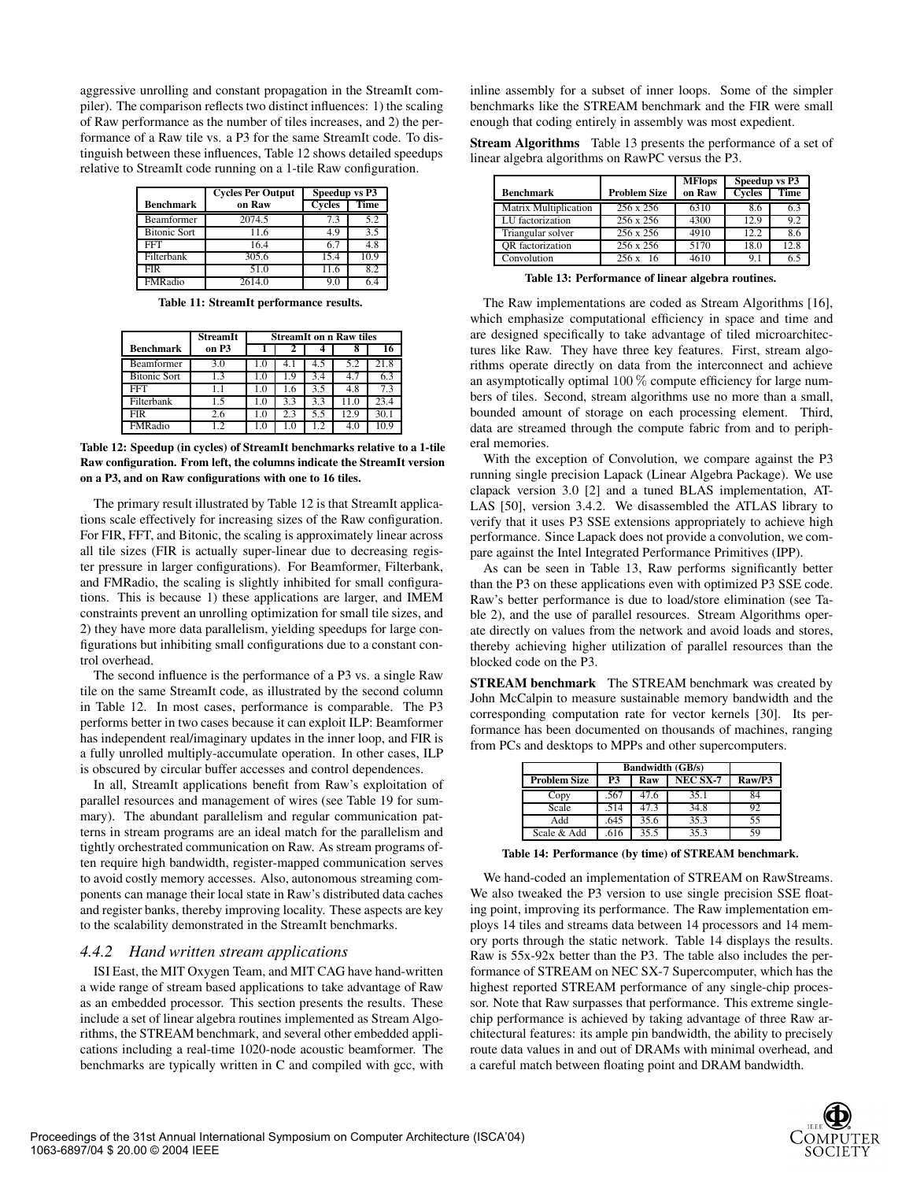aggressive unrolling and constant propagation in the StreamIt compiler). The comparison reflects two distinct influences: 1) the scaling of Raw performance as the number of tiles increases, and 2) the performance of a Raw tile vs. a P3 for the same StreamIt code. To distinguish between these influences, Table 12 shows detailed speedups relative to StreamIt code running on a 1-tile Raw configuration.

| Benchmark | Cycles Per Output on Raw | Speedup vs P3 | |
|---|---|---|---|
| | | Cycles | Time |
| Beamformer | 2074.5 | 7.3 | 5.2 |
| Bitonic Sort | 11.6 | 4.9 | 3.5 |
| FFT | 16.4 | 6.7 | 4.8 |
| Filterbank | 305.6 | 15.4 | 10.9 |
| FIR | 51.0 | 11.6 | 8.2 |
| FMRadio | 2614.0 | 9.0 | 6.4 |

**Table 11: StreamIt performance results.**

| Benchmark | StreamIt on P3 | StreamIt on n Raw tiles | | | | |
|---|---|---|---|---|---|---|
| | | 1 | 2 | 4 | 8 | 16 |
| Beamformer | 3.0 | 1.0 | 4.1 | 4.5 | 5.2 | 21.8 |
| Bitonic Sort | 1.3 | 1.0 | 1.9 | 3.4 | 4.7 | 6.3 |
| FFT | 1.1 | 1.0 | 1.6 | 3.5 | 4.8 | 7.3 |
| Filterbank | 1.5 | 1.0 | 3.3 | 3.3 | 11.0 | 23.4 |
| FIR | 2.6 | 1.0 | 2.3 | 5.5 | 12.9 | 30.1 |
| FMRadio | 1.2 | 1.0 | 1.0 | 1.2 | 4.0 | 10.9 |

**Table 12: Speedup (in cycles) of StreamIt benchmarks relative to a 1-tile Raw configuration. From left, the columns indicate the StreamIt version on a P3, and on Raw configurations with one to 16 tiles.**

The primary result illustrated by Table 12 is that StreamIt applications scale effectively for increasing sizes of the Raw configuration. For FIR, FFT, and Bitonic, the scaling is approximately linear across all tile sizes (FIR is actually super-linear due to decreasing register pressure in larger configurations). For Beamformer, Filterbank, and FMRadio, the scaling is slightly inhibited for small configurations. This is because 1) these applications are larger, and IMEM constraints prevent an unrolling optimization for small tile sizes, and 2) they have more data parallelism, yielding speedups for large configurations but inhibiting small configurations due to a constant control overhead.

The second influence is the performance of a P3 vs. a single Raw tile on the same StreamIt code, as illustrated by the second column in Table 12. In most cases, performance is comparable. The P3 performs better in two cases because it can exploit ILP: Beamformer has independent real/imaginary updates in the inner loop, and FIR is a fully unrolled multiply-accumulate operation. In other cases, ILP is obscured by circular buffer accesses and control dependences.

In all, StreamIt applications benefit from Raw's exploitation of parallel resources and management of wires (see Table 19 for summary). The abundant parallelism and regular communication patterns in stream programs are an ideal match for the parallelism and tightly orchestrated communication on Raw. As stream programs often require high bandwidth, register-mapped communication serves to avoid costly memory accesses. Also, autonomous streaming components can manage their local state in Raw's distributed data caches and register banks, thereby improving locality. These aspects are key to the scalability demonstrated in the StreamIt benchmarks.

### *4.4.2 Hand written stream applications*

ISI East, the MIT Oxygen Team, and MIT CAG have hand-written a wide range of stream based applications to take advantage of Raw as an embedded processor. This section presents the results. These include a set of linear algebra routines implemented as Stream Algorithms, the STREAM benchmark, and several other embedded applications including a real-time 1020-node acoustic beamformer. The benchmarks are typically written in C and compiled with gcc, with inline assembly for a subset of inner loops. Some of the simpler benchmarks like the STREAM benchmark and the FIR were small enough that coding entirely in assembly was most expedient.

**Stream Algorithms** Table 13 presents the performance of a set of linear algebra algorithms on RawPC versus the P3.

| Benchmark | Problem Size | MFlops on Raw | Speedup vs P3 | |
|---|---|---|---|---|
| | | | Cycles | Time |
| Matrix Multiplication | 256 x 256 | 6310 | 8.6 | 6.3 |
| LU factorization | 256 x 256 | 4300 | 12.9 | 9.2 |
| Triangular solver | 256 x 256 | 4910 | 12.2 | 8.6 |
| QR factorization | 256 x 256 | 5170 | 18.0 | 12.8 |
| Convolution | 256 x 16 | 4610 | 9.1 | 6.5 |

**Table 13: Performance of linear algebra routines.**

The Raw implementations are coded as Stream Algorithms [16], which emphasize computational efficiency in space and time and are designed specifically to take advantage of tiled microarchitectures like Raw. They have three key features. First, stream algorithms operate directly on data from the interconnect and achieve an asymptotically optimal 100 % compute efficiency for large numbers of tiles. Second, stream algorithms use no more than a small, bounded amount of storage on each processing element. Third, data are streamed through the compute fabric from and to peripheral memories.

With the exception of Convolution, we compare against the P3 running single precision Lapack (Linear Algebra Package). We use clapack version 3.0 [2] and a tuned BLAS implementation, ATLAS [50], version 3.4.2. We disassembled the ATLAS library to verify that it uses P3 SSE extensions appropriately to achieve high performance. Since Lapack does not provide a convolution, we compare against the Intel Integrated Performance Primitives (IPP).

As can be seen in Table 13, Raw performs significantly better than the P3 on these applications even with optimized P3 SSE code. Raw's better performance is due to load/store elimination (see Table 2), and the use of parallel resources. Stream Algorithms operate directly on values from the network and avoid loads and stores, thereby achieving higher utilization of parallel resources than the blocked code on the P3.

**STREAM benchmark** The STREAM benchmark was created by John McCalpin to measure sustainable memory bandwidth and the corresponding computation rate for vector kernels [30]. Its performance has been documented on thousands of machines, ranging from PCs and desktops to MPPs and other supercomputers.

| Problem Size | Bandwidth (GB/s) | | | Raw/P3 |
|---|---|---|---|---|
| | P3 | Raw | NEC SX-7 | |
| Copy | .567 | 47.6 | 35.1 | 84 |
| Scale | .514 | 47.3 | 34.8 | 92 |
| Add | .645 | 35.6 | 35.3 | 55 |
| Scale & Add | .616 | 35.5 | 35.3 | 59 |

**Table 14: Performance (by time) of STREAM benchmark.**

We hand-coded an implementation of STREAM on RawStreams. We also tweaked the P3 version to use single precision SSE floating point, improving its performance. The Raw implementation employs 14 tiles and streams data between 14 processors and 14 memory ports through the static network. Table 14 displays the results. Raw is 55x-92x better than the P3. The table also includes the performance of STREAM on NEC SX-7 Supercomputer, which has the highest reported STREAM performance of any single-chip processor. Note that Raw surpasses that performance. This extreme single-chip performance is achieved by taking advantage of three Raw architectural features: its ample pin bandwidth, the ability to precisely route data values in and out of DRAMs with minimal overhead, and a careful match between floating point and DRAM bandwidth.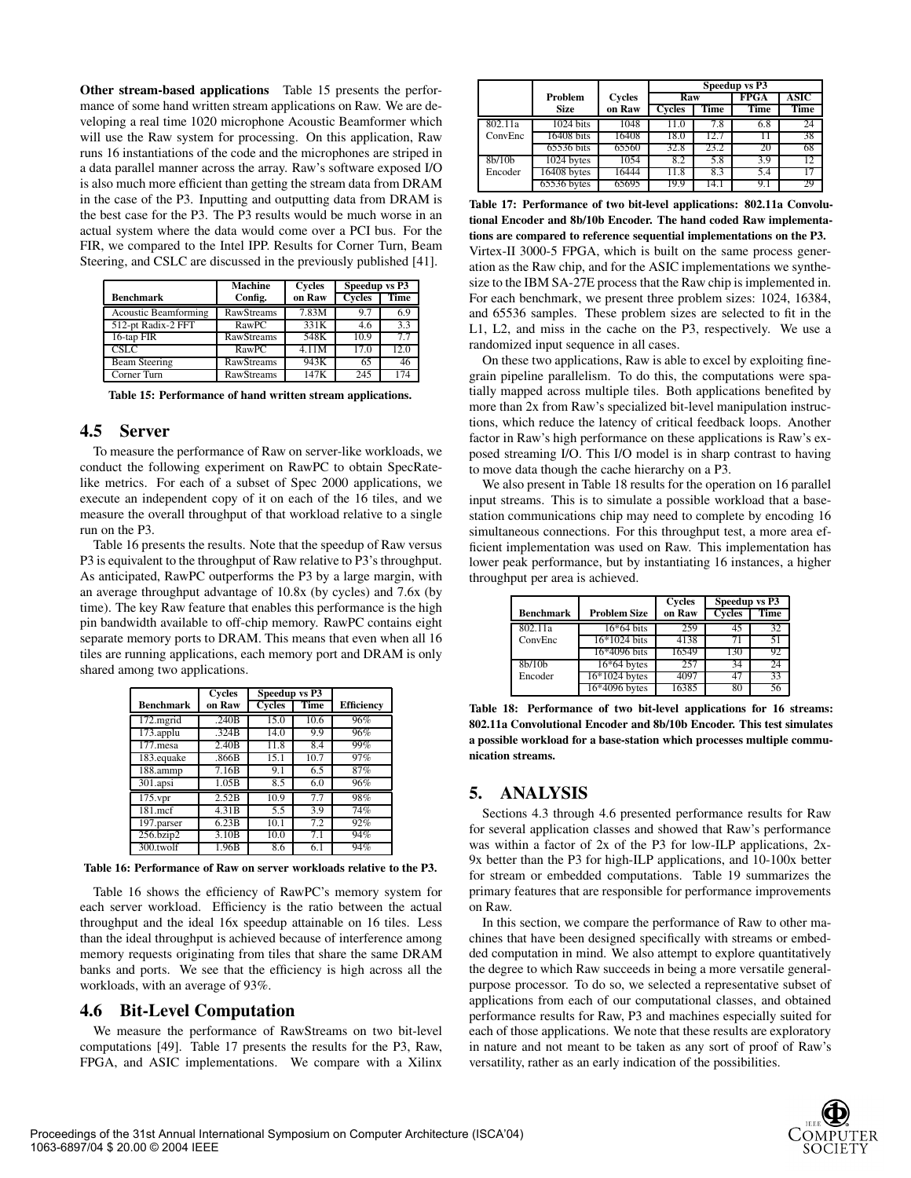**Other stream-based applications** Table 15 presents the performance of some hand written stream applications on Raw. We are developing a real time 1020 microphone Acoustic Beamformer which will use the Raw system for processing. On this application, Raw runs 16 instantiations of the code and the microphones are striped in a data parallel manner across the array. Raw's software exposed I/O is also much more efficient than getting the stream data from DRAM in the case of the P3. Inputting and outputting data from DRAM is the best case for the P3. The P3 results would be much worse in an actual system where the data would come over a PCI bus. For the FIR, we compared to the Intel IPP. Results for Corner Turn, Beam Steering, and CSLC are discussed in the previously published [41].

| Benchmark | Machine Config. | Cycles on Raw | Speedup vs P3 | |
|---|---|---|---|---|
| | | | Cycles | Time |
| Acoustic Beamforming | RawStreams | 7.83M | 9.7 | 6.9 |
| 512-pt Radix-2 FFT | RawPC | 331K | 4.6 | 3.3 |
| 16-tap FIR | RawStreams | 548K | 10.9 | 7.7 |
| CSLC | RawPC | 4.11M | 17.0 | 12.0 |
| Beam Steering | RawStreams | 943K | 65 | 46 |
| Corner Turn | RawStreams | 147K | 245 | 174 |

**Table 15: Performance of hand written stream applications.**

## 4.5 Server

To measure the performance of Raw on server-like workloads, we conduct the following experiment on RawPC to obtain SpecRate-like metrics. For each of a subset of Spec 2000 applications, we execute an independent copy of it on each of the 16 tiles, and we measure the overall throughput of that workload relative to a single run on the P3.

Table 16 presents the results. Note that the speedup of Raw versus P3 is equivalent to the throughput of Raw relative to P3's throughput. As anticipated, RawPC outperforms the P3 by a large margin, with an average throughput advantage of 10.8x (by cycles) and 7.6x (by time). The key Raw feature that enables this performance is the high pin bandwidth available to off-chip memory. RawPC contains eight separate memory ports to DRAM. This means that even when all 16 tiles are running applications, each memory port and DRAM is only shared among two applications.

| Benchmark | Cycles on Raw | Speedup vs P3 | | Efficiency |
|---|---|---|---|---|
| | | Cycles | Time | |
| 172.mgrid | .240B | 15.0 | 10.6 | 96% |
| 173.applu | .324B | 14.0 | 9.9 | 96% |
| 177.mesa | 2.40B | 11.8 | 8.4 | 99% |
| 183.equake | .866B | 15.1 | 10.7 | 97% |
| 188.ammp | 7.16B | 9.1 | 6.5 | 87% |
| 301.apsi | 1.05B | 8.5 | 6.0 | 96% |
| 175.vpr | 2.52B | 10.9 | 7.7 | 98% |
| 181.mcf | 4.31B | 5.5 | 3.9 | 74% |
| 197.parser | 6.23B | 10.1 | 7.2 | 92% |
| 256.bzip2 | 3.10B | 10.0 | 7.1 | 94% |
| 300.twolf | 1.96B | 8.6 | 6.1 | 94% |

**Table 16: Performance of Raw on server workloads relative to the P3.**

Table 16 shows the efficiency of RawPC's memory system for each server workload. Efficiency is the ratio between the actual throughput and the ideal 16x speedup attainable on 16 tiles. Less than the ideal throughput is achieved because of interference among memory requests originating from tiles that share the same DRAM banks and ports. We see that the efficiency is high across all the workloads, with an average of 93%.

## 4.6 Bit-Level Computation

We measure the performance of RawStreams on two bit-level computations [49]. Table 17 presents the results for the P3, Raw, FPGA, and ASIC implementations. We compare with a Xilinx Virtex-II 3000-5 FPGA, which is built on the same process generation as the Raw chip, and for the ASIC implementations we synthesize to the IBM SA-27E process that the Raw chip is implemented in. For each benchmark, we present three problem sizes: 1024, 16384, and 65536 samples. These problem sizes are selected to fit in the L1, L2, and miss in the cache on the P3, respectively. We use a randomized input sequence in all cases.

| | Problem Size | Cycles on Raw | Speedup vs P3 | | | |
|---|---|---|---|---|---|---|
| | | | Raw | | FPGA | ASIC |
| | | | Cycles | Time | Time | Time |
| 802.11a ConvEnc | 1024 bits | 1048 | 11.0 | 7.8 | 6.8 | 24 |
| | 16408 bits | 16408 | 18.0 | 12.7 | 11 | 38 |
| | 65536 bits | 65560 | 32.8 | 23.2 | 20 | 68 |
| 8b/10b Encoder | 1024 bytes | 1054 | 8.2 | 5.8 | 3.9 | 12 |
| | 16408 bytes | 16444 | 11.8 | 8.3 | 5.4 | 17 |
| | 65536 bytes | 65695 | 19.9 | 14.1 | 9.1 | 29 |

**Table 17: Performance of two bit-level applications: 802.11a Convolutional Encoder and 8b/10b Encoder. The hand coded Raw implementations are compared to reference sequential implementations on the P3.**

On these two applications, Raw is able to excel by exploiting fine-grain pipeline parallelism. To do this, the computations were spatially mapped across multiple tiles. Both applications benefited by more than 2x from Raw's specialized bit-level manipulation instructions, which reduce the latency of critical feedback loops. Another factor in Raw's high performance on these applications is Raw's exposed streaming I/O. This I/O model is in sharp contrast to having to move data though the cache hierarchy on a P3.

We also present in Table 18 results for the operation on 16 parallel input streams. This is to simulate a possible workload that a base-station communications chip may need to complete by encoding 16 simultaneous connections. For this throughput test, a more area efficient implementation was used on Raw. This implementation has lower peak performance, but by instantiating 16 instances, a higher throughput per area is achieved.

| Benchmark | Problem Size | Cycles on Raw | Speedup vs P3 | |
|---|---|---|---|---|
| | | | Cycles | Time |
| 802.11a ConvEnc | 16*64 bits | 259 | 45 | 32 |
| | 16*1024 bits | 4138 | 71 | 51 |
| | 16*4096 bits | 16549 | 130 | 92 |
| 8b/10b Encoder | 16*64 bytes | 257 | 34 | 24 |
| | 16*1024 bytes | 4097 | 47 | 33 |
| | 16*4096 bytes | 16385 | 80 | 56 |

**Table 18: Performance of two bit-level applications for 16 streams: 802.11a Convolutional Encoder and 8b/10b Encoder. This test simulates a possible workload for a base-station which processes multiple communication streams.**

# 5. ANALYSIS

Sections 4.3 through 4.6 presented performance results for Raw for several application classes and showed that Raw's performance was within a factor of 2x of the P3 for low-ILP applications, 2x-9x better than the P3 for high-ILP applications, and 10-100x better for stream or embedded computations. Table 19 summarizes the primary features that are responsible for performance improvements on Raw.

In this section, we compare the performance of Raw to other machines that have been designed specifically with streams or embedded computation in mind. We also attempt to explore quantitatively the degree to which Raw succeeds in being a more versatile general-purpose processor. To do so, we selected a representative subset of applications from each of our computational classes, and obtained performance results for Raw, P3 and machines especially suited for each of those applications. We note that these results are exploratory in nature and not meant to be taken as any sort of proof of Raw's versatility, rather as an early indication of the possibilities.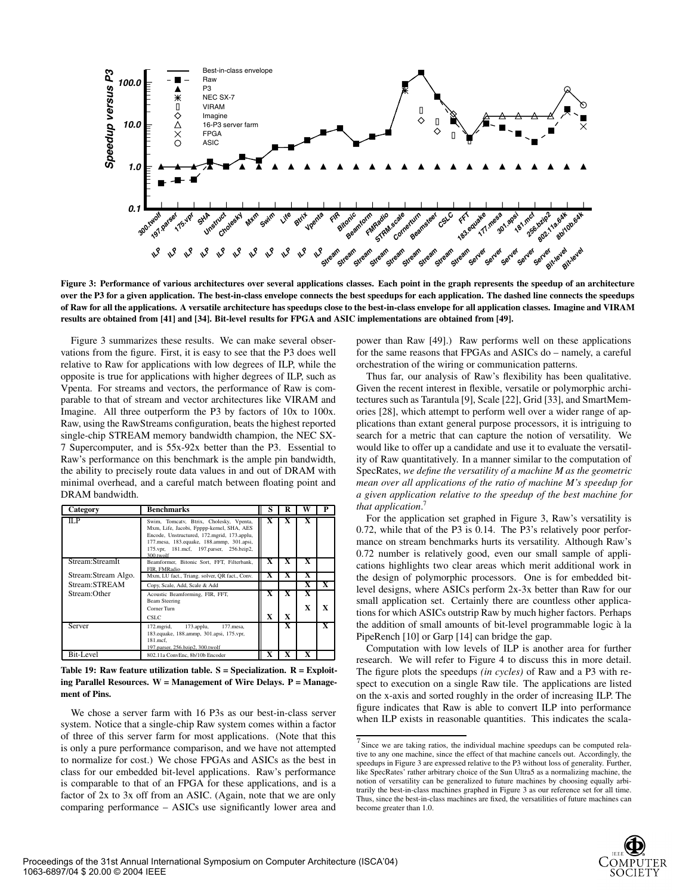**Figure 3: Performance of various architectures over several applications classes. Each point in the graph represents the speedup of an architecture over the P3 for a given application. The best-in-class envelope connects the best speedups for each application. The dashed line connects the speedups of Raw for all the applications. A versatile architecture has speedups close to the best-in-class envelope for all application classes. Imagine and VIRAM results are obtained from [41] and [34]. Bit-level results for FPGA and ASIC implementations are obtained from [49].**

Figure 3 summarizes these results. We can make several observations from the figure. First, it is easy to see that the P3 does well relative to Raw for applications with low degrees of ILP, while the opposite is true for applications with higher degrees of ILP, such as Vpenta. For streams and vectors, the performance of Raw is comparable to that of stream and vector architectures like VIRAM and Imagine. All three outperform the P3 by factors of 10x to 100x. Raw, using the RawStreams configuration, beats the highest reported single-chip STREAM memory bandwidth champion, the NEC SX-7 Supercomputer, and is 55x-92x better than the P3. Essential to Raw's performance on this benchmark is the ample pin bandwidth, the ability to precisely route data values in and out of DRAM with minimal overhead, and a careful match between floating point and DRAM bandwidth.

| Category | Benchmarks | S | R | W | P |
|---|---|---|---|---|---|
| ILP | Swim, Tomcatv, Btrix, Cholesky, Vpenta, Mxm, Life, Jacobi, Fpppp-kernel, SHA, AES Encode, Unstructured, 172.mgrid, 173.applu, 177.mesa, 183.equake, 188.ammp, 301.apsi, 175.vpr, 181.mcf, 197.parser, 256.bzip2, 300.twolf | X | X | X | |
| Stream:StreamIt | Beamformer, Bitonic Sort, FFT, Filterbank, FIR, FMRadio | X | X | X | |
| Stream:Stream Algo. | Mxm, LU fact., Triang. solver, QR fact., Conv. | X | X | X | |
| Stream:STREAM | Copy, Scale, Add, Scale & Add | | | X | X |
| Stream:Other | Acoustic Beamforming, FIR, FFT, Beam Steering | X | X | X | |
| | Corner Turn | | | X | X |
| | CSLC | X | X | | |
| Server | 172.mgrid, 173.applu, 177.mesa, 183.equake, 188.ammp, 301.apsi, 175.vpr, 181.mcf, 197.parser, 256.bzip2, 300.twolf | | X | | X |
| Bit-Level | 802.11a ConvEnc, 8b/10b Encoder | X | X | X | |

**Table 19: Raw feature utilization table. S = Specialization. R = Exploiting Parallel Resources. W = Management of Wire Delays. P = Management of Pins.**

We chose a server farm with 16 P3s as our best-in-class server system. Notice that a single-chip Raw system comes within a factor of three of this server farm for most applications. (Note that this is only a pure performance comparison, and we have not attempted to normalize for cost.) We chose FPGAs and ASICs as the best in class for our embedded bit-level applications. Raw's performance is comparable to that of an FPGA for these applications, and is a factor of 2x to 3x off from an ASIC. (Again, note that we are only comparing performance – ASICs use significantly lower area and power than Raw [49].) Raw performs well on these applications for the same reasons that FPGAs and ASICs do – namely, a careful orchestration of the wiring or communication patterns.

Thus far, our analysis of Raw's flexibility has been qualitative. Given the recent interest in flexible, versatile or polymorphic architectures such as Tarantula [9], Scale [22], Grid [33], and SmartMemories [28], which attempt to perform well over a wider range of applications than extant general purpose processors, it is intriguing to search for a metric that can capture the notion of versatility. We would like to offer up a candidate and use it to evaluate the versatility of Raw quantitatively. In a manner similar to the computation of SpecRates, *we define the versatility of a machine M as the geometric mean over all applications of the ratio of machine M's speedup for a given application relative to the speedup of the best machine for that application.*[7]

For the application set graphed in Figure 3, Raw's versatility is 0.72, while that of the P3 is 0.14. The P3's relatively poor performance on stream benchmarks hurts its versatility. Although Raw's 0.72 number is relatively good, even our small sample of applications highlights two clear areas which merit additional work in the design of polymorphic processors. One is for embedded bit-level designs, where ASICs perform 2x-3x better than Raw for our small application set. Certainly there are countless other applications for which ASICs outstrip Raw by much higher factors. Perhaps the addition of small amounts of bit-level programmable logic à la PipeRench [10] or Garp [14] can bridge the gap.

Computation with low levels of ILP is another area for further research. We will refer to Figure 4 to discuss this in more detail. The figure plots the speedups *(in cycles)* of Raw and a P3 with respect to execution on a single Raw tile. The applications are listed on the x-axis and sorted roughly in the order of increasing ILP. The figure indicates that Raw is able to convert ILP into performance when ILP exists in reasonable quantities. This indicates the scala-

[7] Since we are taking ratios, the individual machine speedups can be computed relative to any one machine, since the effect of that machine cancels out. Accordingly, the speedups in Figure 3 are expressed relative to the P3 without loss of generality. Further, like SpecRates' rather arbitrary choice of the Sun Ultra5 as a normalizing machine, the notion of versatility can be generalized to future machines by choosing equally arbitrarily the best-in-class machines graphed in Figure 3 as our reference set for all time. Thus, since the best-in-class machines are fixed, the versatilities of future machines can become greater than 1.0.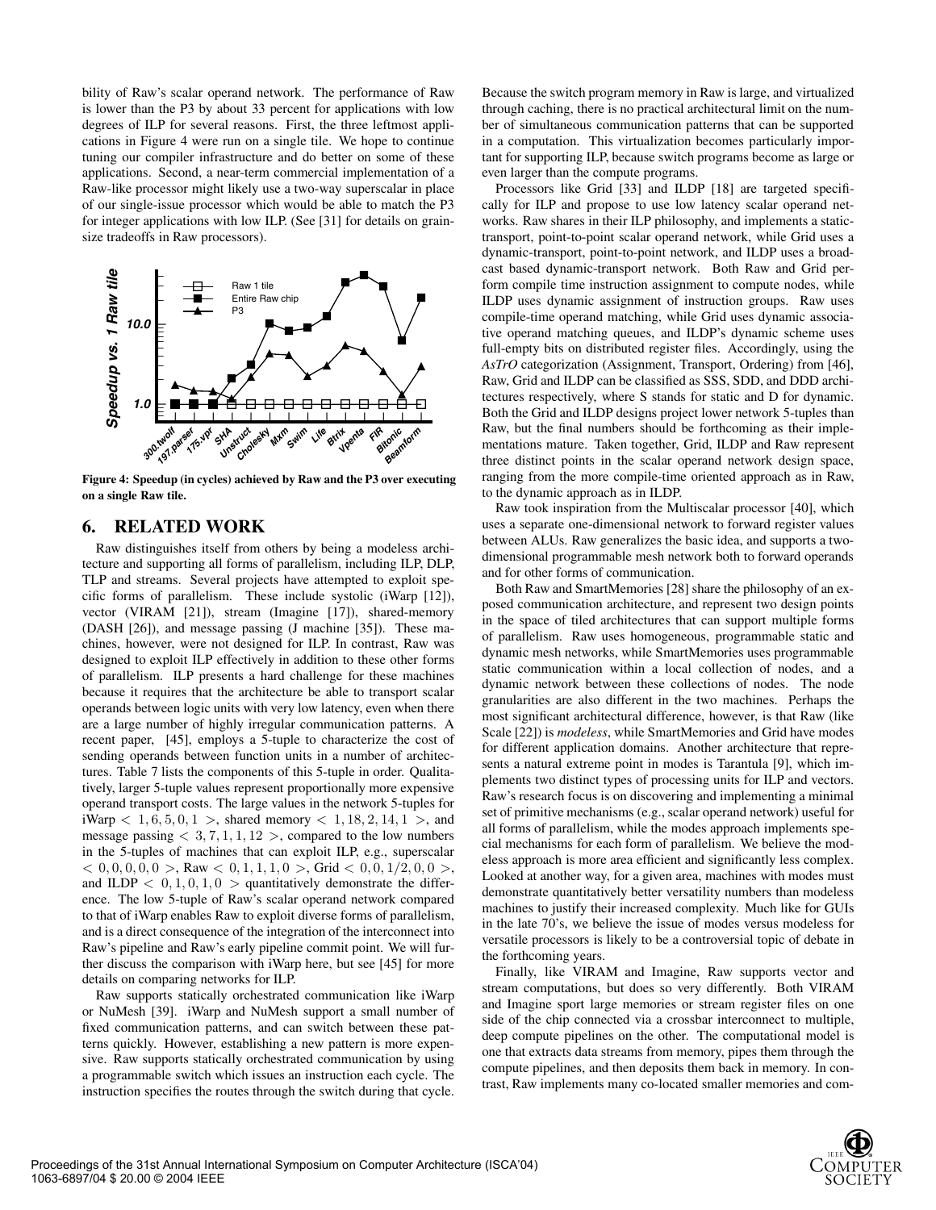bility of Raw's scalar operand network. The performance of Raw is lower than the P3 by about 33 percent for applications with low degrees of ILP for several reasons. First, the three leftmost applications in Figure 4 were run on a single tile. We hope to continue tuning our compiler infrastructure and do better on some of these applications. Second, a near-term commercial implementation of a Raw-like processor might likely use a two-way superscalar in place of our single-issue processor which would be able to match the P3 for integer applications with low ILP. (See [31] for details on grain-size tradeoffs in Raw processors).

**Figure 4: Speedup (in cycles) achieved by Raw and the P3 over executing on a single Raw tile.**

## 6. RELATED WORK

Raw distinguishes itself from others by being a modeless architecture and supporting all forms of parallelism, including ILP, DLP, TLP and streams. Several projects have attempted to exploit specific forms of parallelism. These include systolic (iWarp [12]), vector (VIRAM [21]), stream (Imagine [17]), shared-memory (DASH [26]), and message passing (J machine [35]). These machines, however, were not designed for ILP. In contrast, Raw was designed to exploit ILP effectively in addition to these other forms of parallelism. ILP presents a hard challenge for these machines because it requires that the architecture be able to transport scalar operands between logic units with very low latency, even when there are a large number of highly irregular communication patterns. A recent paper, [45], employs a 5-tuple to characterize the cost of sending operands between function units in a number of architectures. Table 7 lists the components of this 5-tuple in order. Qualitatively, larger 5-tuple values represent proportionally more expensive operand transport costs. The large values in the network 5-tuples for iWarp $< 1, 6, 5, 0, 1 >$, shared memory $< 1, 18, 2, 14, 1 >$, and message passing $< 3, 7, 1, 1, 12 >$, compared to the low numbers in the 5-tuples of machines that can exploit ILP, e.g., superscalar $< 0, 0, 0, 0, 0 >$, Raw $< 0, 1, 1, 1, 0 >$, Grid $< 0, 0, 1/2, 0, 0 >$, and ILDP $< 0, 1, 0, 1, 0 >$ quantitatively demonstrate the difference. The low 5-tuple of Raw's scalar operand network compared to that of iWarp enables Raw to exploit diverse forms of parallelism, and is a direct consequence of the integration of the interconnect into Raw's pipeline and Raw's early pipeline commit point. We will further discuss the comparison with iWarp here, but see [45] for more details on comparing networks for ILP.

Raw supports statically orchestrated communication like iWarp or NuMesh [39]. iWarp and NuMesh support a small number of fixed communication patterns, and can switch between these patterns quickly. However, establishing a new pattern is more expensive. Raw supports statically orchestrated communication by using a programmable switch which issues an instruction each cycle. The instruction specifies the routes through the switch during that cycle. Because the switch program memory in Raw is large, and virtualized through caching, there is no practical architectural limit on the number of simultaneous communication patterns that can be supported in a computation. This virtualization becomes particularly important for supporting ILP, because switch programs become as large or even larger than the compute programs.

Processors like Grid [33] and ILDP [18] are targeted specifically for ILP and propose to use low latency scalar operand networks. Raw shares in their ILP philosophy, and implements a static-transport, point-to-point scalar operand network, while Grid uses a dynamic-transport, point-to-point network, and ILDP uses a broadcast based dynamic-transport network. Both Raw and Grid perform compile time instruction assignment to compute nodes, while ILDP uses dynamic assignment of instruction groups. Raw uses compile-time operand matching, while Grid uses dynamic associative operand matching queues, and ILDP's dynamic scheme uses full-empty bits on distributed register files. Accordingly, using the *AsTrO* categorization (Assignment, Transport, Ordering) from [46], Raw, Grid and ILDP can be classified as SSS, SDD, and DDD architectures respectively, where S stands for static and D for dynamic. Both the Grid and ILDP designs project lower network 5-tuples than Raw, but the final numbers should be forthcoming as their implementations mature. Taken together, Grid, ILDP and Raw represent three distinct points in the scalar operand network design space, ranging from the more compile-time oriented approach as in Raw, to the dynamic approach as in ILDP.

Raw took inspiration from the Multiscalar processor [40], which uses a separate one-dimensional network to forward register values between ALUs. Raw generalizes the basic idea, and supports a two-dimensional programmable mesh network both to forward operands and for other forms of communication.

Both Raw and SmartMemories [28] share the philosophy of an exposed communication architecture, and represent two design points in the space of tiled architectures that can support multiple forms of parallelism. Raw uses homogeneous, programmable static and dynamic mesh networks, while SmartMemories uses programmable static communication within a local collection of nodes, and a dynamic network between these collections of nodes. The node granularities are also different in the two machines. Perhaps the most significant architectural difference, however, is that Raw (like Scale [22]) is *modeless*, while SmartMemories and Grid have modes for different application domains. Another architecture that represents a natural extreme point in modes is Tarantula [9], which implements two distinct types of processing units for ILP and vectors. Raw's research focus is on discovering and implementing a minimal set of primitive mechanisms (e.g., scalar operand network) useful for all forms of parallelism, while the modes approach implements special mechanisms for each form of parallelism. We believe the modeless approach is more area efficient and significantly less complex. Looked at another way, for a given area, machines with modes must demonstrate quantitatively better versatility numbers than modeless machines to justify their increased complexity. Much like for GUIs in the late 70's, we believe the issue of modes versus modeless for versatile processors is likely to be a controversial topic of debate in the forthcoming years.

Finally, like VIRAM and Imagine, Raw supports vector and stream computations, but does so very differently. Both VIRAM and Imagine sport large memories or stream register files on one side of the chip connected via a crossbar interconnect to multiple, deep compute pipelines on the other. The computational model is one that extracts data streams from memory, pipes them through the compute pipelines, and then deposits them back in memory. In contrast, Raw implements many co-located smaller memories and com-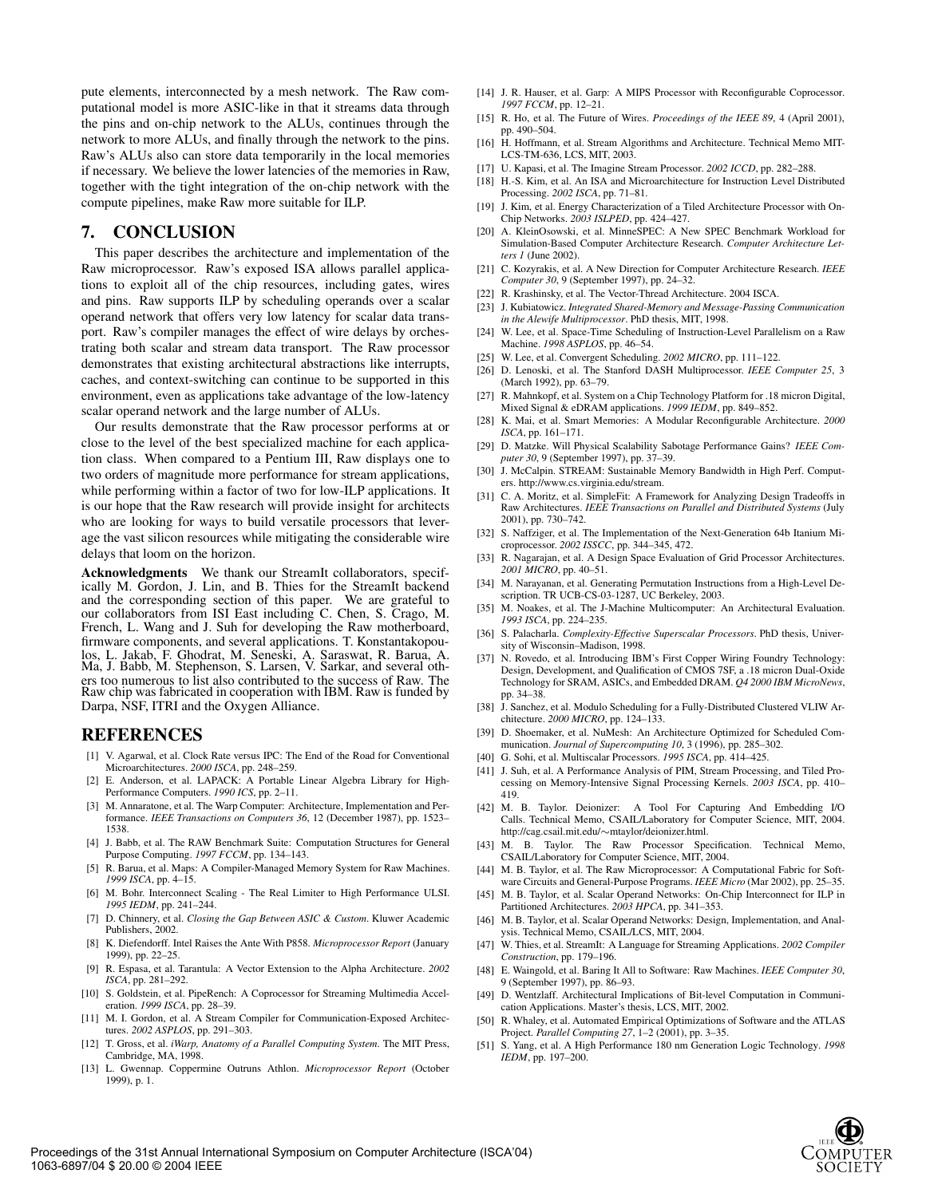pute elements, interconnected by a mesh network. The Raw computational model is more ASIC-like in that it streams data through the pins and on-chip network to the ALUs, continues through the network to more ALUs, and finally through the network to the pins. Raw's ALUs also can store data temporarily in the local memories if necessary. We believe the lower latencies of the memories in Raw, together with the tight integration of the on-chip network with the compute pipelines, make Raw more suitable for ILP.

## 7. CONCLUSION

This paper describes the architecture and implementation of the Raw microprocessor. Raw's exposed ISA allows parallel applications to exploit all of the chip resources, including gates, wires and pins. Raw supports ILP by scheduling operands over a scalar operand network that offers very low latency for scalar data transport. Raw's compiler manages the effect of wire delays by orchestrating both scalar and stream data transport. The Raw processor demonstrates that existing architectural abstractions like interrupts, caches, and context-switching can continue to be supported in this environment, even as applications take advantage of the low-latency scalar operand network and the large number of ALUs.

Our results demonstrate that the Raw processor performs at or close to the level of the best specialized machine for each application class. When compared to a Pentium III, Raw displays one to two orders of magnitude more performance for stream applications, while performing within a factor of two for low-ILP applications. It is our hope that the Raw research will provide insight for architects who are looking for ways to build versatile processors that leverage the vast silicon resources while mitigating the considerable wire delays that loom on the horizon.

**Acknowledgments** We thank our StreamIt collaborators, specifically M. Gordon, J. Lin, and B. Thies for the StreamIt backend and the corresponding section of this paper. We are grateful to our collaborators from ISI East including C. Chen, S. Crago, M. French, L. Wang and J. Suh for developing the Raw motherboard, firmware components, and several applications. T. Konstantakopoulos, L. Jakab, F. Ghodrat, M. Seneski, A. Saraswat, R. Barua, A. Ma, J. Babb, M. Stephenson, S. Larsen, V. Sarkar, and several others too numerous to list also contributed to the success of Raw. The Raw chip was fabricated in cooperation with IBM. Raw is funded by Darpa, NSF, ITRI and the Oxygen Alliance.

## REFERENCES

[1] V. Agarwal, et al. Clock Rate versus IPC: The End of the Road for Conventional Microarchitectures. *2000 ISCA*, pp. 248–259.

[2] E. Anderson, et al. LAPACK: A Portable Linear Algebra Library for High-Performance Computers. *1990 ICS*, pp. 2–11.

[3] M. Annaratone, et al. The Warp Computer: Architecture, Implementation and Performance. *IEEE Transactions on Computers 36*, 12 (December 1987), pp. 1523–1538.

[4] J. Babb, et al. The RAW Benchmark Suite: Computation Structures for General Purpose Computing. *1997 FCCM*, pp. 134–143.

[5] R. Barua, et al. Maps: A Compiler-Managed Memory System for Raw Machines. *1999 ISCA*, pp. 4–15.

[6] M. Bohr. Interconnect Scaling - The Real Limiter to High Performance ULSI. *1995 IEDM*, pp. 241–244.

[7] D. Chinnery, et al. *Closing the Gap Between ASIC & Custom*. Kluwer Academic Publishers, 2002.

[8] K. Diefendorff. Intel Raises the Ante With P858. *Microprocessor Report* (January 1999), pp. 22–25.

[9] R. Espasa, et al. Tarantula: A Vector Extension to the Alpha Architecture. *2002 ISCA*, pp. 281–292.

[10] S. Goldstein, et al. PipeRench: A Coprocessor for Streaming Multimedia Acceleration. *1999 ISCA*, pp. 28–39.

[11] M. I. Gordon, et al. A Stream Compiler for Communication-Exposed Architectures. *2002 ASPLOS*, pp. 291–303.

[12] T. Gross, et al. *iWarp, Anatomy of a Parallel Computing System*. The MIT Press, Cambridge, MA, 1998.

[13] L. Gwennap. Coppermine Outruns Athlon. *Microprocessor Report* (October 1999), p. 1.

[14] J. R. Hauser, et al. Garp: A MIPS Processor with Reconfigurable Coprocessor. *1997 FCCM*, pp. 12–21.

[15] R. Ho, et al. The Future of Wires. *Proceedings of the IEEE 89*, 4 (April 2001), pp. 490–504.

[16] H. Hoffmann, et al. Stream Algorithms and Architecture. Technical Memo MIT-LCS-TM-636, LCS, MIT, 2003.

[17] U. Kapasi, et al. The Imagine Stream Processor. *2002 ICCD*, pp. 282–288.

[18] H.-S. Kim, et al. An ISA and Microarchitecture for Instruction Level Distributed Processing. *2002 ISCA*, pp. 71–81.

[19] J. Kim, et al. Energy Characterization of a Tiled Architecture Processor with On-Chip Networks. *2003 ISLPED*, pp. 424–427.

[20] A. KleinOsowski, et al. MinneSPEC: A New SPEC Benchmark Workload for Simulation-Based Computer Architecture Research. *Computer Architecture Letters 1* (June 2002).

[21] C. Kozyrakis, et al. A New Direction for Computer Architecture Research. *IEEE Computer 30*, 9 (September 1997), pp. 24–32.

[22] R. Krashinsky, et al. The Vector-Thread Architecture. 2004 ISCA.

[23] J. Kubiatowicz. *Integrated Shared-Memory and Message-Passing Communication in the Alewife Multiprocessor*. PhD thesis, MIT, 1998.

[24] W. Lee, et al. Space-Time Scheduling of Instruction-Level Parallelism on a Raw Machine. *1998 ASPLOS*, pp. 46–54.

[25] W. Lee, et al. Convergent Scheduling. *2002 MICRO*, pp. 111–122.

[26] D. Lenoski, et al. The Stanford DASH Multiprocessor. *IEEE Computer 25*, 3 (March 1992), pp. 63–79.

[27] R. Mahnkopf, et al. System on a Chip Technology Platform for .18 micron Digital, Mixed Signal & eDRAM applications. *1999 IEDM*, pp. 849–852.

[28] K. Mai, et al. Smart Memories: A Modular Reconfigurable Architecture. *2000 ISCA*, pp. 161–171.

[29] D. Matzke. Will Physical Scalability Sabotage Performance Gains? *IEEE Computer 30*, 9 (September 1997), pp. 37–39.

[30] J. McCalpin. STREAM: Sustainable Memory Bandwidth in High Perf. Computers. http://www.cs.virginia.edu/stream.

[31] C. A. Moritz, et al. SimpleFit: A Framework for Analyzing Design Tradeoffs in Raw Architectures. *IEEE Transactions on Parallel and Distributed Systems* (July 2001), pp. 730–742.

[32] S. Naffziger, et al. The Implementation of the Next-Generation 64b Itanium Microprocessor. *2002 ISSCC*, pp. 344–345, 472.

[33] R. Nagarajan, et al. A Design Space Evaluation of Grid Processor Architectures. *2001 MICRO*, pp. 40–51.

[34] M. Narayanan, et al. Generating Permutation Instructions from a High-Level Description. TR UCB-CS-03-1287, UC Berkeley, 2003.

[35] M. Noakes, et al. The J-Machine Multicomputer: An Architectural Evaluation. *1993 ISCA*, pp. 224–235.

[36] S. Palacharla. *Complexity-Effective Superscalar Processors*. PhD thesis, University of Wisconsin–Madison, 1998.

[37] N. Rovedo, et al. Introducing IBM's First Copper Wiring Foundry Technology: Design, Development, and Qualification of CMOS 7SF, a .18 micron Dual-Oxide Technology for SRAM, ASICs, and Embedded DRAM. *Q4 2000 IBM MicroNews*, pp. 34–38.

[38] J. Sanchez, et al. Modulo Scheduling for a Fully-Distributed Clustered VLIW Architecture. *2000 MICRO*, pp. 124–133.

[39] D. Shoemaker, et al. NuMesh: An Architecture Optimized for Scheduled Communication. *Journal of Supercomputing 10*, 3 (1996), pp. 285–302.

[40] G. Sohi, et al. Multiscalar Processors. *1995 ISCA*, pp. 414–425.

[41] J. Suh, et al. A Performance Analysis of PIM, Stream Processing, and Tiled Processing on Memory-Intensive Signal Processing Kernels. *2003 ISCA*, pp. 410–419.

[42] M. B. Taylor. Deionizer: A Tool For Capturing And Embedding I/O Calls. Technical Memo, CSAIL/Laboratory for Computer Science, MIT, 2004. http://cag.csail.mit.edu/∼mtaylor/deionizer.html.

[43] M. B. Taylor. The Raw Processor Specification. Technical Memo, CSAIL/Laboratory for Computer Science, MIT, 2004.

[44] M. B. Taylor, et al. The Raw Microprocessor: A Computational Fabric for Software Circuits and General-Purpose Programs. *IEEE Micro* (Mar 2002), pp. 25–35.

[45] M. B. Taylor, et al. Scalar Operand Networks: On-Chip Interconnect for ILP in Partitioned Architectures. *2003 HPCA*, pp. 341–353.

[46] M. B. Taylor, et al. Scalar Operand Networks: Design, Implementation, and Analysis. Technical Memo, CSAIL/LCS, MIT, 2004.

[47] W. Thies, et al. StreamIt: A Language for Streaming Applications. *2002 Compiler Construction*, pp. 179–196.

[48] E. Waingold, et al. Baring It All to Software: Raw Machines. *IEEE Computer 30*, 9 (September 1997), pp. 86–93.

[49] D. Wentzlaff. Architectural Implications of Bit-level Computation in Communication Applications. Master's thesis, LCS, MIT, 2002.

[50] R. Whaley, et al. Automated Empirical Optimizations of Software and the ATLAS Project. *Parallel Computing 27*, 1–2 (2001), pp. 3–35.

[51] S. Yang, et al. A High Performance 180 nm Generation Logic Technology. *1998 IEDM*, pp. 197–200.